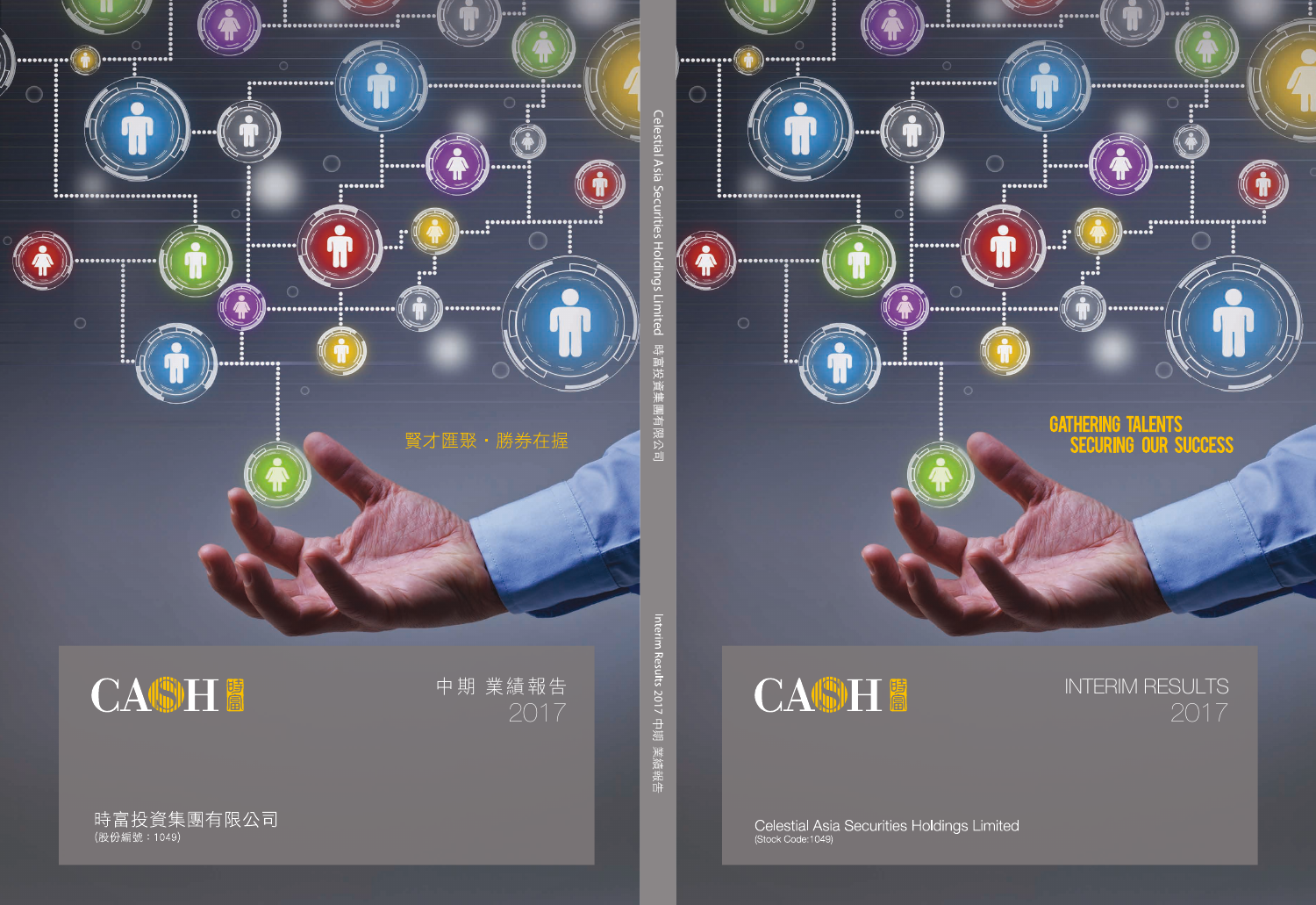賢才匯聚・勝券在握

CA$H 時富

中期 業績報告
2017

時富投資集團有限公司
(股份編號：1049)

Celestial Asia Securities Holdings Limited 時富投資集團有限公司

Interim Results 2017 中期 業績報告

GATHERING TALENTS
SECURING OUR SUCCESS

CA$H 時富

INTERIM RESULTS
2017

Celestial Asia Securities Holdings Limited
(Stock Code:1049)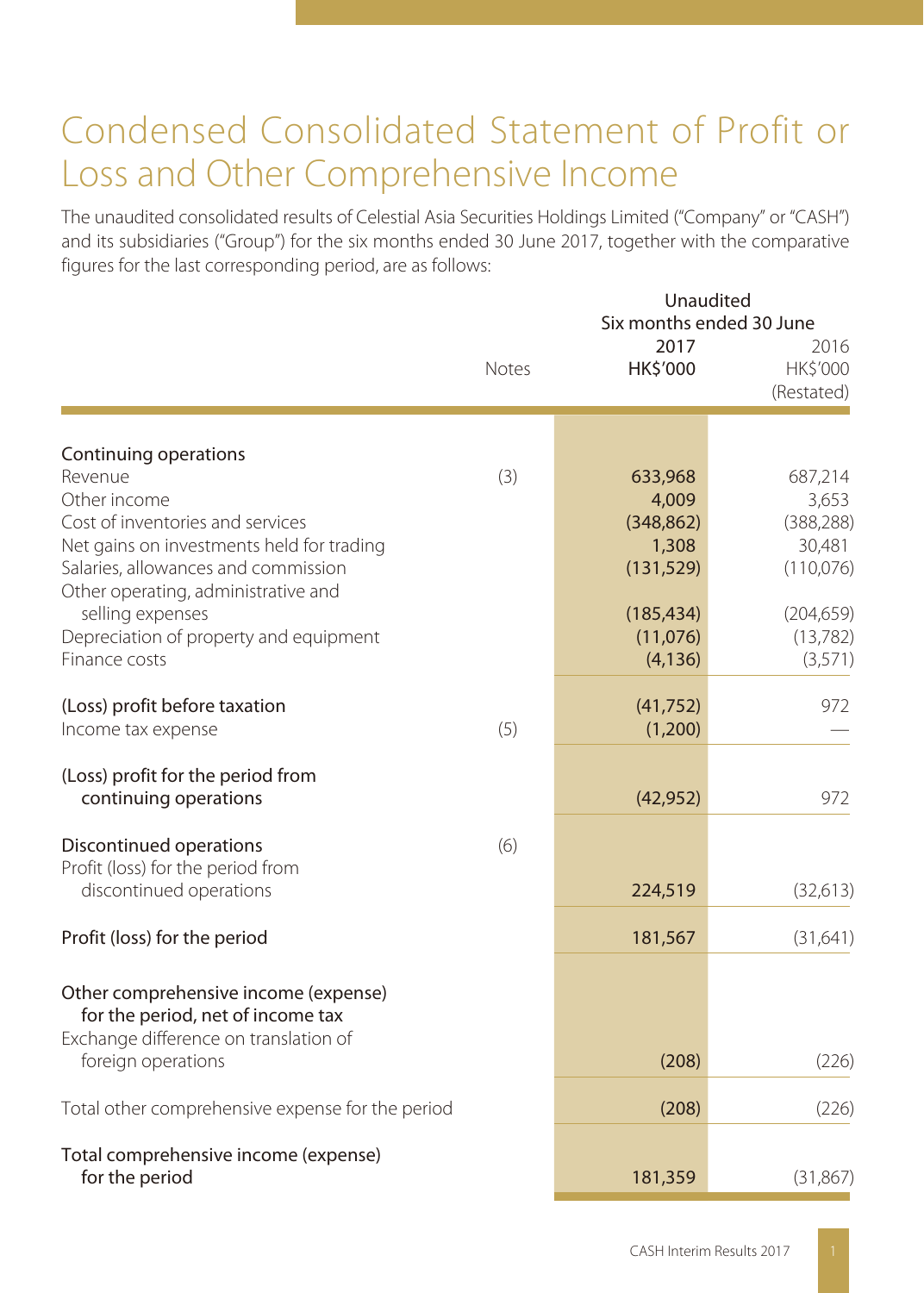# Condensed Consolidated Statement of Profit or Loss and Other Comprehensive Income

The unaudited consolidated results of Celestial Asia Securities Holdings Limited ("Company" or "CASH") and its subsidiaries ("Group") for the six months ended 30 June 2017, together with the comparative figures for the last corresponding period, are as follows:

| | Notes | Unaudited Six months ended 30 June 2017 HK$'000 | 2016 HK$'000 (Restated) |
|---|---|---|---|
| **Continuing operations** | | | |
| Revenue | (3) | **633,968** | 687,214 |
| Other income | | **4,009** | 3,653 |
| Cost of inventories and services | | **(348,862)** | (388,288) |
| Net gains on investments held for trading | | **1,308** | 30,481 |
| Salaries, allowances and commission | | **(131,529)** | (110,076) |
| Other operating, administrative and selling expenses | | **(185,434)** | (204,659) |
| Depreciation of property and equipment | | **(11,076)** | (13,782) |
| Finance costs | | **(4,136)** | (3,571) |
| (Loss) profit before taxation | | **(41,752)** | 972 |
| Income tax expense | (5) | **(1,200)** | — |
| (Loss) profit for the period from continuing operations | | **(42,952)** | 972 |
| **Discontinued operations** | (6) | | |
| Profit (loss) for the period from discontinued operations | | **224,519** | (32,613) |
| Profit (loss) for the period | | **181,567** | (31,641) |
| Other comprehensive income (expense) for the period, net of income tax | | | |
| Exchange difference on translation of foreign operations | | **(208)** | (226) |
| Total other comprehensive expense for the period | | **(208)** | (226) |
| Total comprehensive income (expense) for the period | | **181,359** | (31,867) |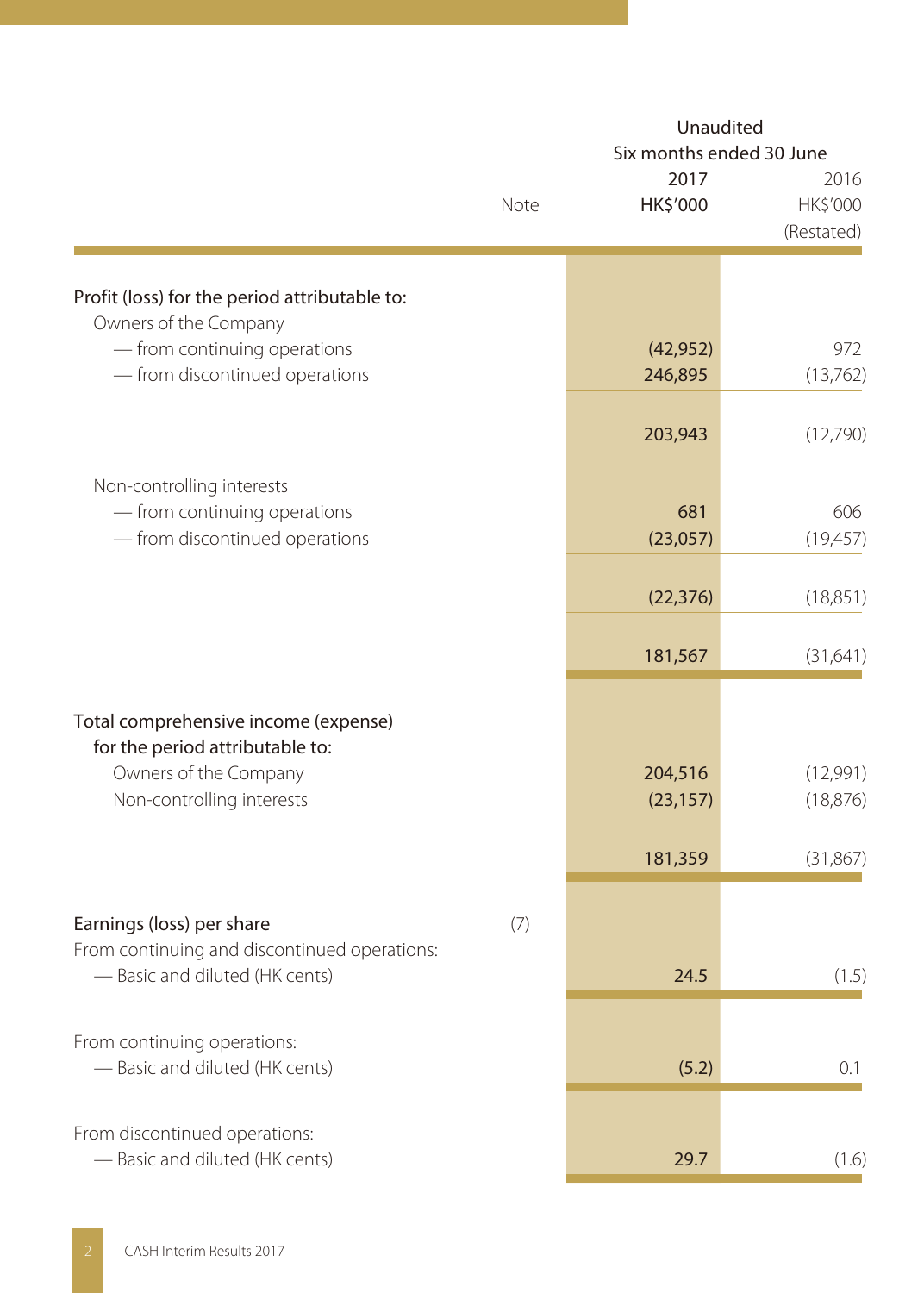| | Note | Unaudited Six months ended 30 June 2017 HK$'000 | 2016 HK$'000 (Restated) |
|---|---|---|---|
| Profit (loss) for the period attributable to: | | | |
| Owners of the Company | | | |
| — from continuing operations | | **(42,952)** | 972 |
| — from discontinued operations | | **246,895** | (13,762) |
| | | **203,943** | (12,790) |
| Non-controlling interests | | | |
| — from continuing operations | | **681** | 606 |
| — from discontinued operations | | **(23,057)** | (19,457) |
| | | **(22,376)** | (18,851) |
| | | **181,567** | (31,641) |
| Total comprehensive income (expense) for the period attributable to: | | | |
| Owners of the Company | | **204,516** | (12,991) |
| Non-controlling interests | | **(23,157)** | (18,876) |
| | | **181,359** | (31,867) |
| Earnings (loss) per share | (7) | | |
| From continuing and discontinued operations: | | | |
| — Basic and diluted (HK cents) | | **24.5** | (1.5) |
| From continuing operations: | | | |
| — Basic and diluted (HK cents) | | **(5.2)** | 0.1 |
| From discontinued operations: | | | |
| — Basic and diluted (HK cents) | | **29.7** | (1.6) |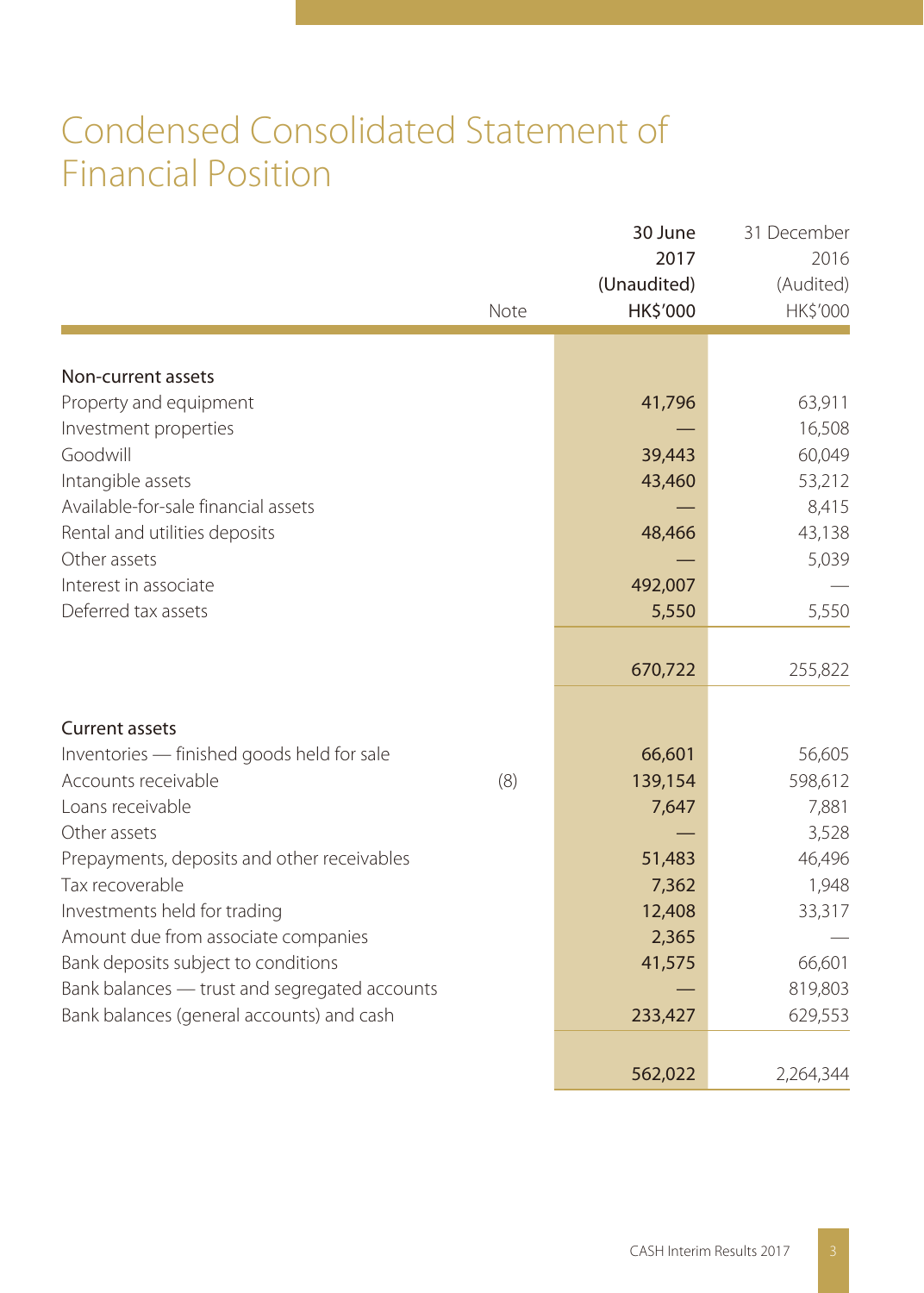# Condensed Consolidated Statement of Financial Position

| | Note | 30 June 2017 (Unaudited) HK$'000 | 31 December 2016 (Audited) HK$'000 |
|---|---|---|---|
| **Non-current assets** | | | |
| Property and equipment | | 41,796 | 63,911 |
| Investment properties | | — | 16,508 |
| Goodwill | | 39,443 | 60,049 |
| Intangible assets | | 43,460 | 53,212 |
| Available-for-sale financial assets | | — | 8,415 |
| Rental and utilities deposits | | 48,466 | 43,138 |
| Other assets | | — | 5,039 |
| Interest in associate | | 492,007 | — |
| Deferred tax assets | | 5,550 | 5,550 |
| | | 670,722 | 255,822 |
| **Current assets** | | | |
| Inventories — finished goods held for sale | | 66,601 | 56,605 |
| Accounts receivable | (8) | 139,154 | 598,612 |
| Loans receivable | | 7,647 | 7,881 |
| Other assets | | — | 3,528 |
| Prepayments, deposits and other receivables | | 51,483 | 46,496 |
| Tax recoverable | | 7,362 | 1,948 |
| Investments held for trading | | 12,408 | 33,317 |
| Amount due from associate companies | | 2,365 | — |
| Bank deposits subject to conditions | | 41,575 | 66,601 |
| Bank balances — trust and segregated accounts | | — | 819,803 |
| Bank balances (general accounts) and cash | | 233,427 | 629,553 |
| | | 562,022 | 2,264,344 |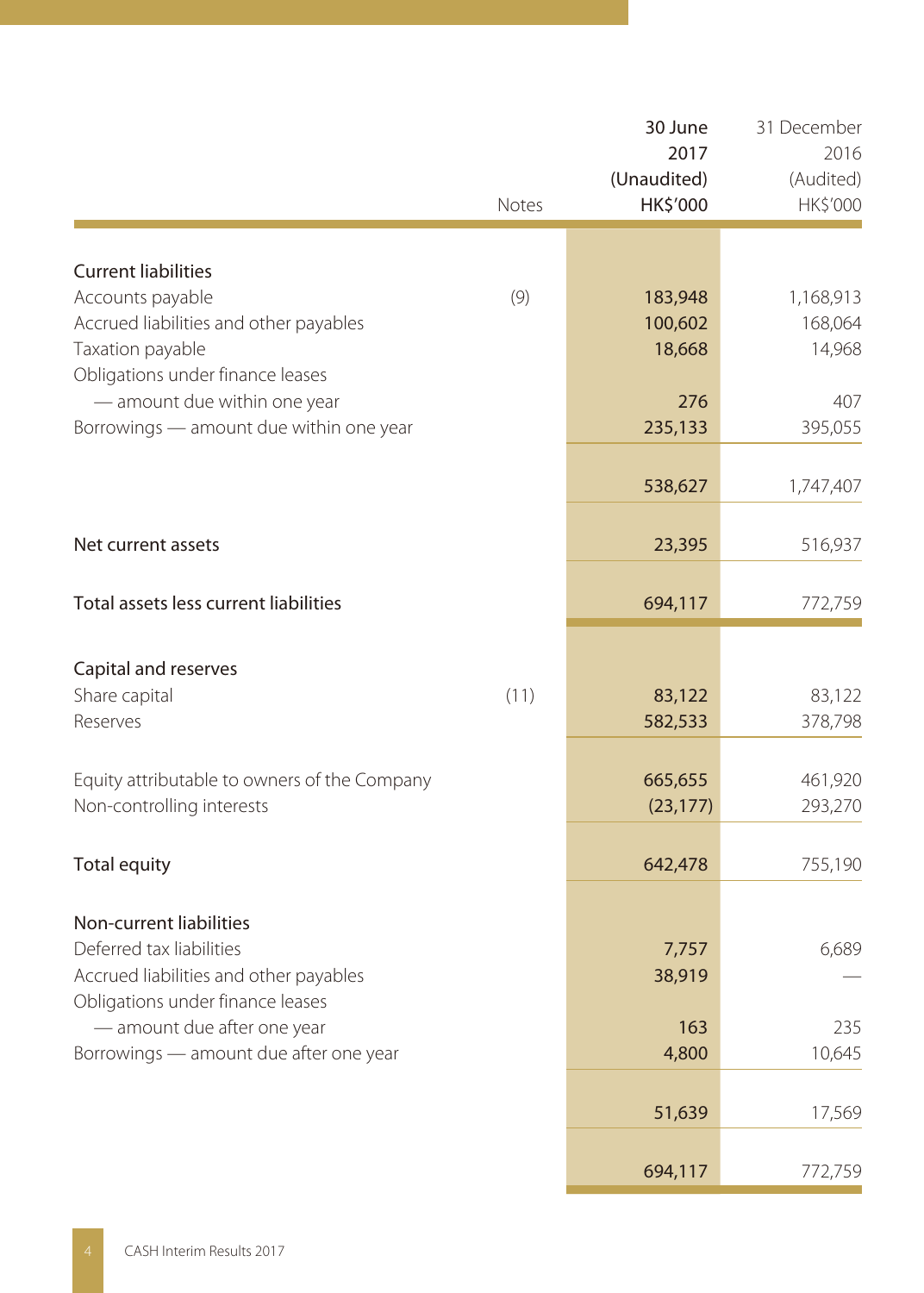| | Notes | 30 June 2017 (Unaudited) HK$'000 | 31 December 2016 (Audited) HK$'000 |
|---|---|---|---|
| **Current liabilities** | | | |
| Accounts payable | (9) | 183,948 | 1,168,913 |
| Accrued liabilities and other payables | | 100,602 | 168,064 |
| Taxation payable | | 18,668 | 14,968 |
| Obligations under finance leases | | | |
| — amount due within one year | | 276 | 407 |
| Borrowings — amount due within one year | | 235,133 | 395,055 |
| | | 538,627 | 1,747,407 |
| **Net current assets** | | 23,395 | 516,937 |
| **Total assets less current liabilities** | | 694,117 | 772,759 |
| **Capital and reserves** | | | |
| Share capital | (11) | 83,122 | 83,122 |
| Reserves | | 582,533 | 378,798 |
| Equity attributable to owners of the Company | | 665,655 | 461,920 |
| Non-controlling interests | | (23,177) | 293,270 |
| **Total equity** | | 642,478 | 755,190 |
| **Non-current liabilities** | | | |
| Deferred tax liabilities | | 7,757 | 6,689 |
| Accrued liabilities and other payables | | 38,919 | — |
| Obligations under finance leases | | | |
| — amount due after one year | | 163 | 235 |
| Borrowings — amount due after one year | | 4,800 | 10,645 |
| | | 51,639 | 17,569 |
| | | 694,117 | 772,759 |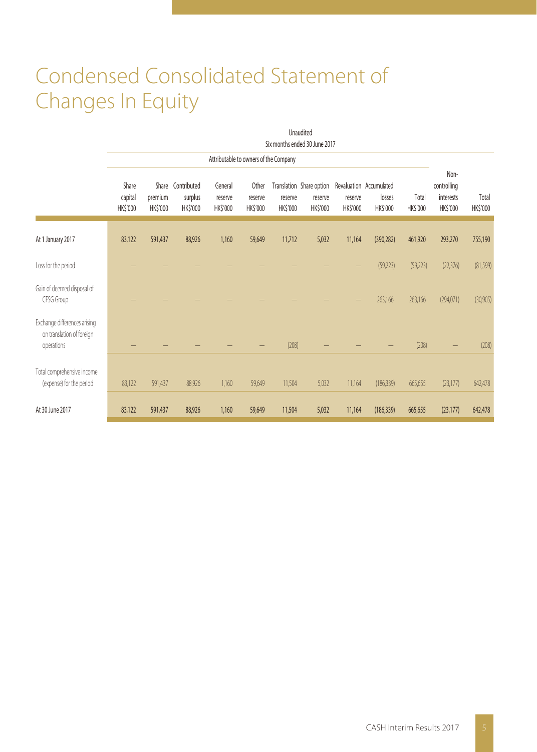# Condensed Consolidated Statement of Changes In Equity

| | Unaudited | | | | | | | | | | | |
|---|---|---|---|---|---|---|---|---|---|---|---|---|
| | Six months ended 30 June 2017 | | | | | | | | | | | |
| | Attributable to owners of the Company | | | | | | | | | | | |
| | Share capital HK$'000 | Share premium HK$'000 | Contributed surplus HK$'000 | General reserve HK$'000 | Other reserve HK$'000 | Translation reserve HK$'000 | Share option reserve HK$'000 | Revaluation reserve HK$'000 | Accumulated losses HK$'000 | Total HK$'000 | Non-controlling interests HK$'000 | Total HK$'000 |
| **At 1 January 2017** | 83,122 | 591,437 | 88,926 | 1,160 | 59,649 | 11,712 | 5,032 | 11,164 | (390,282) | 461,920 | 293,270 | 755,190 |
| Loss for the period | – | – | – | – | – | – | – | – | (59,223) | (59,223) | (22,376) | (81,599) |
| Gain of deemed disposal of CFSG Group | – | – | – | – | – | – | – | – | 263,166 | 263,166 | (294,071) | (30,905) |
| Exchange differences arising on translation of foreign operations | – | – | – | – | – | (208) | – | – | – | (208) | – | (208) |
| Total comprehensive income (expense) for the period | 83,122 | 591,437 | 88,926 | 1,160 | 59,649 | 11,504 | 5,032 | 11,164 | (186,339) | 665,655 | (23,177) | 642,478 |
| **At 30 June 2017** | 83,122 | 591,437 | 88,926 | 1,160 | 59,649 | 11,504 | 5,032 | 11,164 | (186,339) | 665,655 | (23,177) | 642,478 |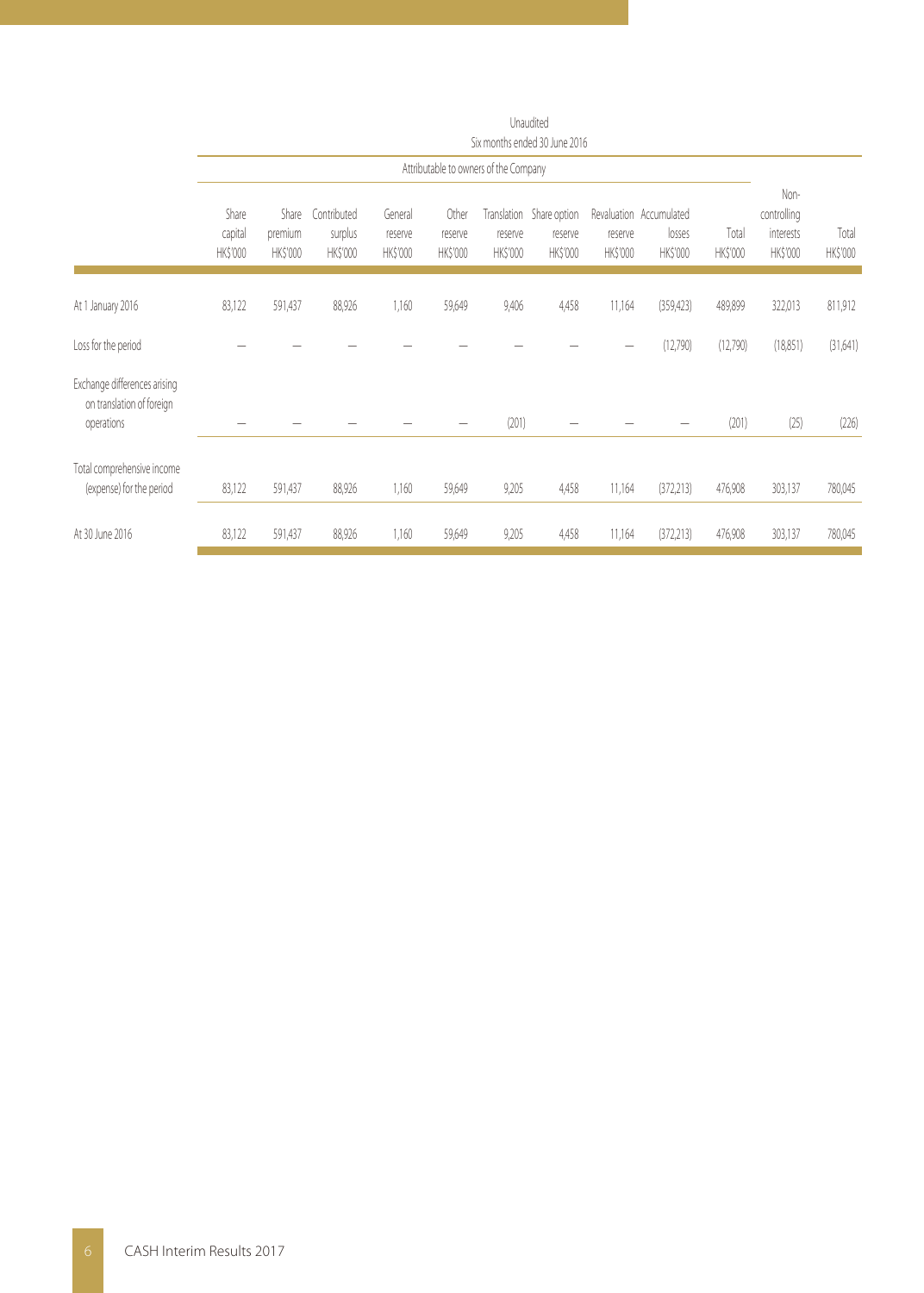| | Unaudited | | | | | | | | | | | |
|---|---|---|---|---|---|---|---|---|---|---|---|---|
| | Six months ended 30 June 2016 | | | | | | | | | | | |
| | Attributable to owners of the Company | | | | | | | | | | | |
| | Share capital HK$'000 | Share premium HK$'000 | Contributed surplus HK$'000 | General reserve HK$'000 | Other reserve HK$'000 | Translation reserve HK$'000 | Share option reserve HK$'000 | Revaluation reserve HK$'000 | Accumulated losses HK$'000 | Total HK$'000 | Non-controlling interests HK$'000 | Total HK$'000 |
| At 1 January 2016 | 83,122 | 591,437 | 88,926 | 1,160 | 59,649 | 9,406 | 4,458 | 11,164 | (359,423) | 489,899 | 322,013 | 811,912 |
| Loss for the period | – | – | – | – | – | – | – | – | (12,790) | (12,790) | (18,851) | (31,641) |
| Exchange differences arising on translation of foreign operations | – | – | – | – | – | (201) | – | – | – | (201) | (25) | (226) |
| Total comprehensive income (expense) for the period | 83,122 | 591,437 | 88,926 | 1,160 | 59,649 | 9,205 | 4,458 | 11,164 | (372,213) | 476,908 | 303,137 | 780,045 |
| At 30 June 2016 | 83,122 | 591,437 | 88,926 | 1,160 | 59,649 | 9,205 | 4,458 | 11,164 | (372,213) | 476,908 | 303,137 | 780,045 |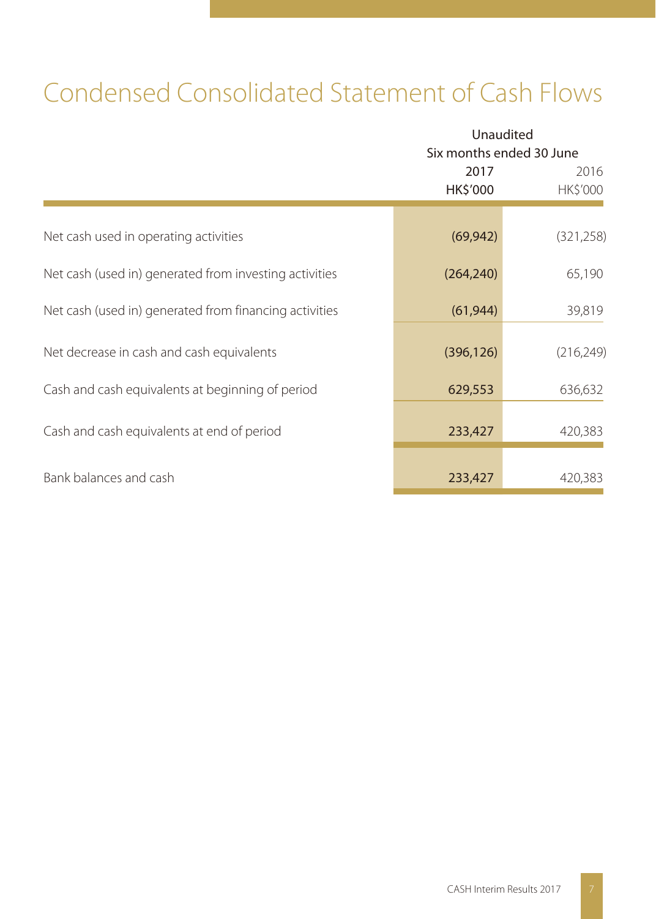# Condensed Consolidated Statement of Cash Flows

| | Unaudited | |
|---|---|---|
| | Six months ended 30 June | |
| | 2017 | 2016 |
| | HK$'000 | HK$'000 |
| Net cash used in operating activities | (69,942) | (321,258) |
| Net cash (used in) generated from investing activities | (264,240) | 65,190 |
| Net cash (used in) generated from financing activities | (61,944) | 39,819 |
| Net decrease in cash and cash equivalents | (396,126) | (216,249) |
| Cash and cash equivalents at beginning of period | 629,553 | 636,632 |
| Cash and cash equivalents at end of period | 233,427 | 420,383 |
| Bank balances and cash | 233,427 | 420,383 |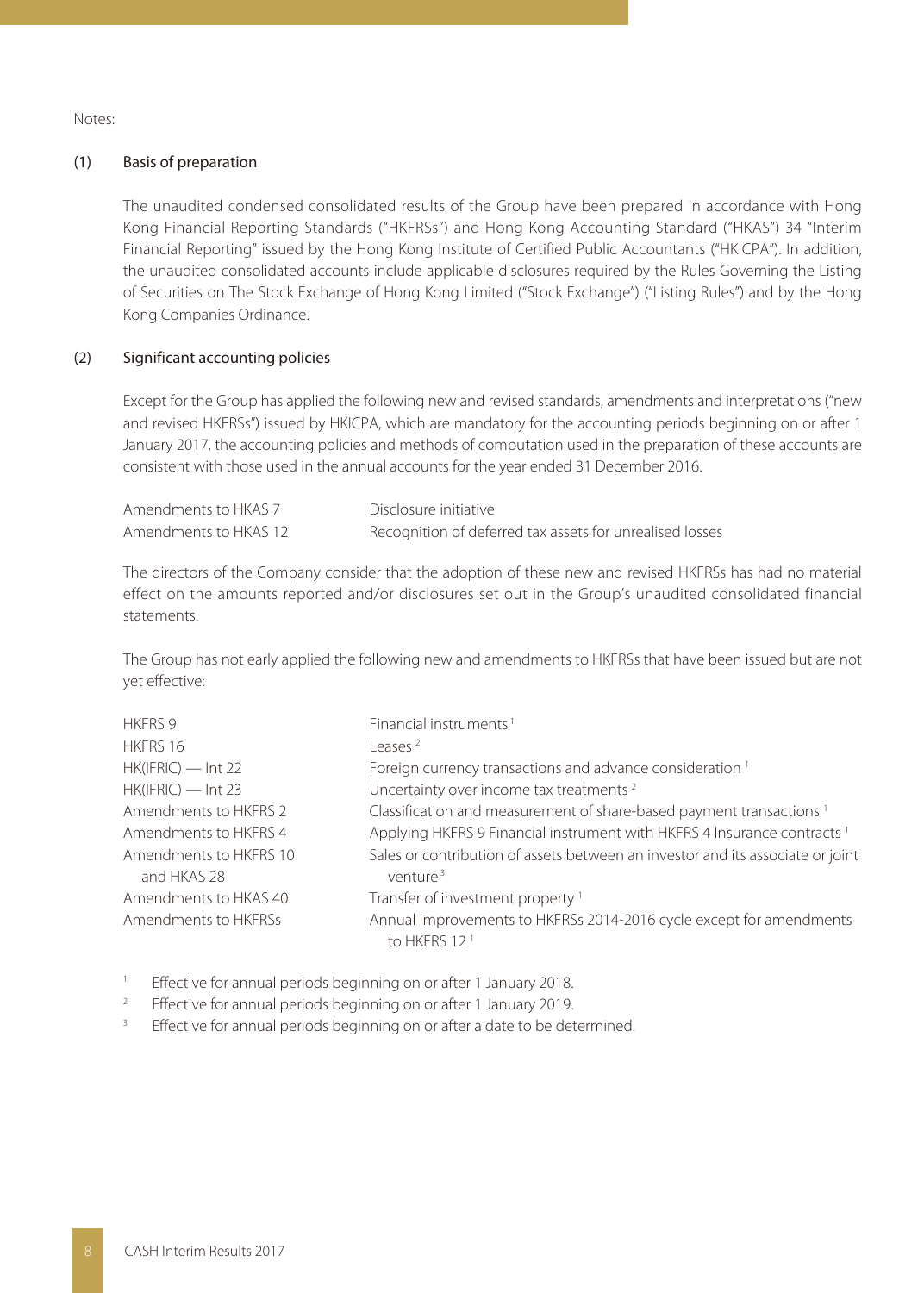Notes:

## (1) Basis of preparation

The unaudited condensed consolidated results of the Group have been prepared in accordance with Hong Kong Financial Reporting Standards ("HKFRSs") and Hong Kong Accounting Standard ("HKAS") 34 "Interim Financial Reporting" issued by the Hong Kong Institute of Certified Public Accountants ("HKICPA"). In addition, the unaudited consolidated accounts include applicable disclosures required by the Rules Governing the Listing of Securities on The Stock Exchange of Hong Kong Limited ("Stock Exchange") ("Listing Rules") and by the Hong Kong Companies Ordinance.

## (2) Significant accounting policies

Except for the Group has applied the following new and revised standards, amendments and interpretations ("new and revised HKFRSs") issued by HKICPA, which are mandatory for the accounting periods beginning on or after 1 January 2017, the accounting policies and methods of computation used in the preparation of these accounts are consistent with those used in the annual accounts for the year ended 31 December 2016.

| | |
|---|---|
| Amendments to HKAS 7 | Disclosure initiative |
| Amendments to HKAS 12 | Recognition of deferred tax assets for unrealised losses |

The directors of the Company consider that the adoption of these new and revised HKFRSs has had no material effect on the amounts reported and/or disclosures set out in the Group's unaudited consolidated financial statements.

The Group has not early applied the following new and amendments to HKFRSs that have been issued but are not yet effective:

| | |
|---|---|
| HKFRS 9 | Financial instruments [1] |
| HKFRS 16 | Leases [2] |
| HK(IFRIC) — Int 22 | Foreign currency transactions and advance consideration [1] |
| HK(IFRIC) — Int 23 | Uncertainty over income tax treatments [2] |
| Amendments to HKFRS 2 | Classification and measurement of share-based payment transactions [1] |
| Amendments to HKFRS 4 | Applying HKFRS 9 Financial instrument with HKFRS 4 Insurance contracts [1] |
| Amendments to HKFRS 10 and HKAS 28 | Sales or contribution of assets between an investor and its associate or joint venture [3] |
| Amendments to HKAS 40 | Transfer of investment property [1] |
| Amendments to HKFRSs | Annual improvements to HKFRSs 2014-2016 cycle except for amendments to HKFRS 12 [1] |

[1] Effective for annual periods beginning on or after 1 January 2018.

[2] Effective for annual periods beginning on or after 1 January 2019.

[3] Effective for annual periods beginning on or after a date to be determined.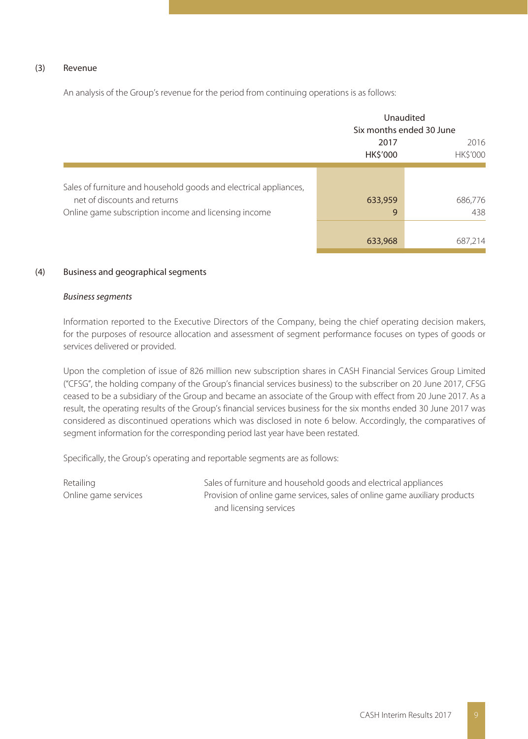### (3) Revenue

An analysis of the Group's revenue for the period from continuing operations is as follows:

| | Unaudited | |
|---|---|---|
| | Six months ended 30 June | |
| | 2017 | 2016 |
| | HK$'000 | HK$'000 |
| Sales of furniture and household goods and electrical appliances, net of discounts and returns | 633,959 | 686,776 |
| Online game subscription income and licensing income | 9 | 438 |
| | 633,968 | 687,214 |

### (4) Business and geographical segments

*Business segments*

Information reported to the Executive Directors of the Company, being the chief operating decision makers, for the purposes of resource allocation and assessment of segment performance focuses on types of goods or services delivered or provided.

Upon the completion of issue of 826 million new subscription shares in CASH Financial Services Group Limited ("CFSG", the holding company of the Group's financial services business) to the subscriber on 20 June 2017, CFSG ceased to be a subsidiary of the Group and became an associate of the Group with effect from 20 June 2017. As a result, the operating results of the Group's financial services business for the six months ended 30 June 2017 was considered as discontinued operations which was disclosed in note 6 below. Accordingly, the comparatives of segment information for the corresponding period last year have been restated.

Specifically, the Group's operating and reportable segments are as follows:

| | |
|---|---|
| Retailing | Sales of furniture and household goods and electrical appliances |
| Online game services | Provision of online game services, sales of online game auxiliary products and licensing services |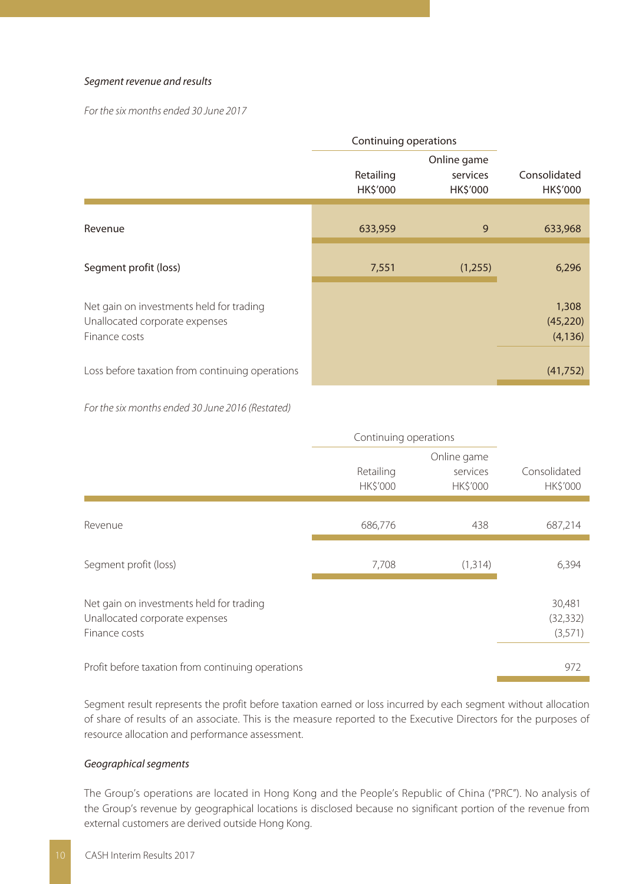*Segment revenue and results*

*For the six months ended 30 June 2017*

| | Continuing operations | | |
|---|---|---|---|
| | Retailing HK$'000 | Online game services HK$'000 | Consolidated HK$'000 |
| Revenue | 633,959 | 9 | 633,968 |
| Segment profit (loss) | 7,551 | (1,255) | 6,296 |
| Net gain on investments held for trading | | | 1,308 |
| Unallocated corporate expenses | | | (45,220) |
| Finance costs | | | (4,136) |
| Loss before taxation from continuing operations | | | (41,752) |

*For the six months ended 30 June 2016 (Restated)*

| | Continuing operations | | |
|---|---|---|---|
| | Retailing HK$'000 | Online game services HK$'000 | Consolidated HK$'000 |
| Revenue | 686,776 | 438 | 687,214 |
| Segment profit (loss) | 7,708 | (1,314) | 6,394 |
| Net gain on investments held for trading | | | 30,481 |
| Unallocated corporate expenses | | | (32,332) |
| Finance costs | | | (3,571) |
| Profit before taxation from continuing operations | | | 972 |

Segment result represents the profit before taxation earned or loss incurred by each segment without allocation of share of results of an associate. This is the measure reported to the Executive Directors for the purposes of resource allocation and performance assessment.

*Geographical segments*

The Group's operations are located in Hong Kong and the People's Republic of China ("PRC"). No analysis of the Group's revenue by geographical locations is disclosed because no significant portion of the revenue from external customers are derived outside Hong Kong.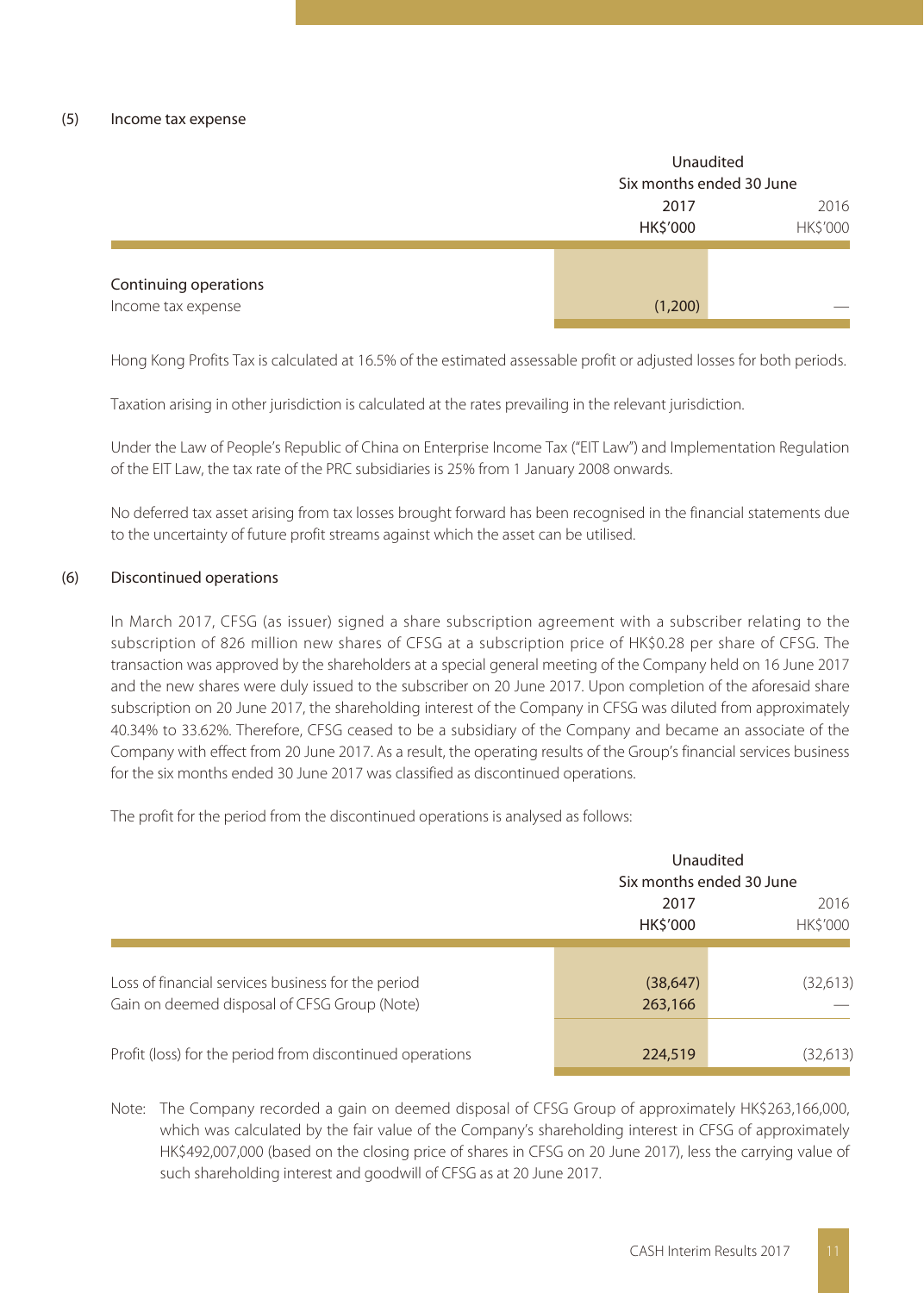### (5) Income tax expense

| | Unaudited | |
|---|---|---|
| | Six months ended 30 June | |
| | 2017 | 2016 |
| | HK$'000 | HK$'000 |
| **Continuing operations** | | |
| Income tax expense | (1,200) | — |

Hong Kong Profits Tax is calculated at 16.5% of the estimated assessable profit or adjusted losses for both periods.

Taxation arising in other jurisdiction is calculated at the rates prevailing in the relevant jurisdiction.

Under the Law of People's Republic of China on Enterprise Income Tax ("EIT Law") and Implementation Regulation of the EIT Law, the tax rate of the PRC subsidiaries is 25% from 1 January 2008 onwards.

No deferred tax asset arising from tax losses brought forward has been recognised in the financial statements due to the uncertainty of future profit streams against which the asset can be utilised.

### (6) Discontinued operations

In March 2017, CFSG (as issuer) signed a share subscription agreement with a subscriber relating to the subscription of 826 million new shares of CFSG at a subscription price of HK$0.28 per share of CFSG. The transaction was approved by the shareholders at a special general meeting of the Company held on 16 June 2017 and the new shares were duly issued to the subscriber on 20 June 2017. Upon completion of the aforesaid share subscription on 20 June 2017, the shareholding interest of the Company in CFSG was diluted from approximately 40.34% to 33.62%. Therefore, CFSG ceased to be a subsidiary of the Company and became an associate of the Company with effect from 20 June 2017. As a result, the operating results of the Group's financial services business for the six months ended 30 June 2017 was classified as discontinued operations.

The profit for the period from the discontinued operations is analysed as follows:

| | Unaudited | |
|---|---|---|
| | Six months ended 30 June | |
| | 2017 | 2016 |
| | HK$'000 | HK$'000 |
| Loss of financial services business for the period | (38,647) | (32,613) |
| Gain on deemed disposal of CFSG Group (Note) | 263,166 | — |
| Profit (loss) for the period from discontinued operations | 224,519 | (32,613) |

Note: The Company recorded a gain on deemed disposal of CFSG Group of approximately HK$263,166,000, which was calculated by the fair value of the Company's shareholding interest in CFSG of approximately HK$492,007,000 (based on the closing price of shares in CFSG on 20 June 2017), less the carrying value of such shareholding interest and goodwill of CFSG as at 20 June 2017.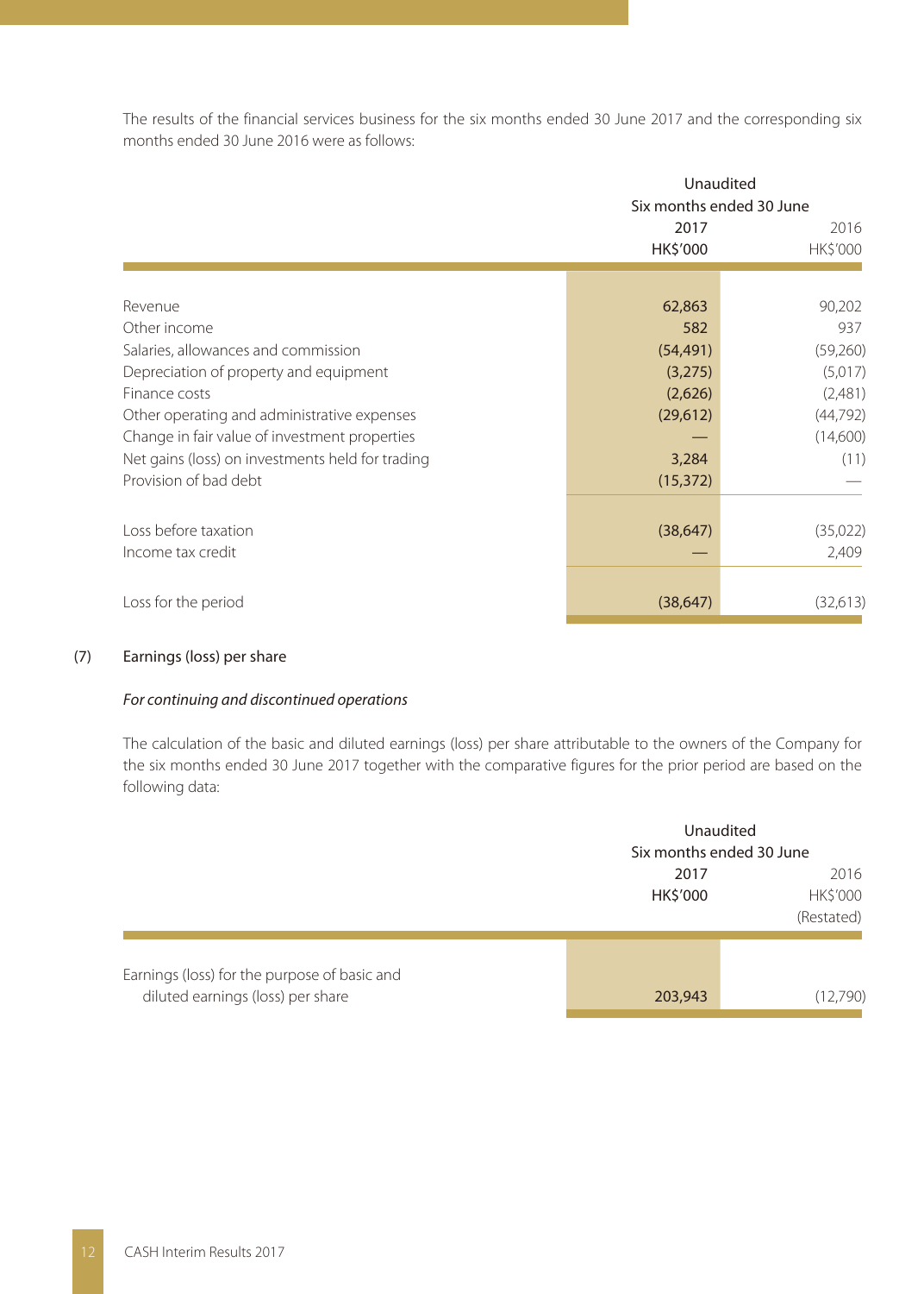The results of the financial services business for the six months ended 30 June 2017 and the corresponding six months ended 30 June 2016 were as follows:

| | Unaudited | |
|---|---|---|
| | Six months ended 30 June | |
| | 2017 | 2016 |
| | HK$'000 | HK$'000 |
| Revenue | 62,863 | 90,202 |
| Other income | 582 | 937 |
| Salaries, allowances and commission | (54,491) | (59,260) |
| Depreciation of property and equipment | (3,275) | (5,017) |
| Finance costs | (2,626) | (2,481) |
| Other operating and administrative expenses | (29,612) | (44,792) |
| Change in fair value of investment properties | — | (14,600) |
| Net gains (loss) on investments held for trading | 3,284 | (11) |
| Provision of bad debt | (15,372) | — |
| Loss before taxation | (38,647) | (35,022) |
| Income tax credit | — | 2,409 |
| Loss for the period | (38,647) | (32,613) |

(7) Earnings (loss) per share

*For continuing and discontinued operations*

The calculation of the basic and diluted earnings (loss) per share attributable to the owners of the Company for the six months ended 30 June 2017 together with the comparative figures for the prior period are based on the following data:

| | Unaudited | |
|---|---|---|
| | Six months ended 30 June | |
| | 2017 | 2016 |
| | HK$'000 | HK$'000 |
| | | (Restated) |
| Earnings (loss) for the purpose of basic and diluted earnings (loss) per share | 203,943 | (12,790) |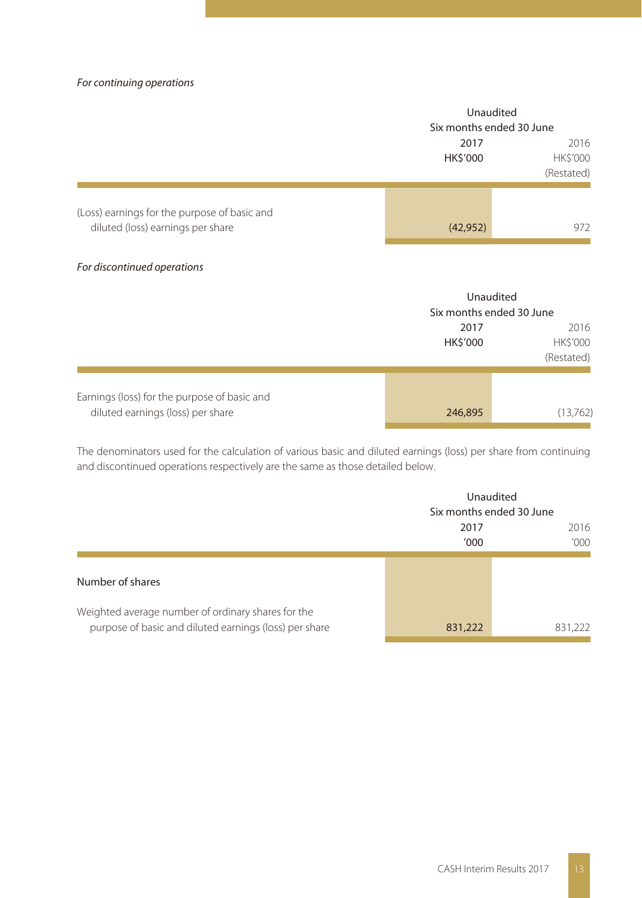*For continuing operations*

| | Unaudited<br>Six months ended 30 June<br>2017<br>HK$'000 | <br><br>2016<br>HK$'000<br>(Restated) |
|---|---|---|
| (Loss) earnings for the purpose of basic and diluted (loss) earnings per share | (42,952) | 972 |

*For discontinued operations*

| | Unaudited<br>Six months ended 30 June<br>2017<br>HK$'000 | <br><br>2016<br>HK$'000<br>(Restated) |
|---|---|---|
| Earnings (loss) for the purpose of basic and diluted earnings (loss) per share | 246,895 | (13,762) |

The denominators used for the calculation of various basic and diluted earnings (loss) per share from continuing and discontinued operations respectively are the same as those detailed below.

| | Unaudited<br>Six months ended 30 June<br>2017<br>'000 | <br><br>2016<br>'000 |
|---|---|---|
| Number of shares | | |
| Weighted average number of ordinary shares for the purpose of basic and diluted earnings (loss) per share | 831,222 | 831,222 |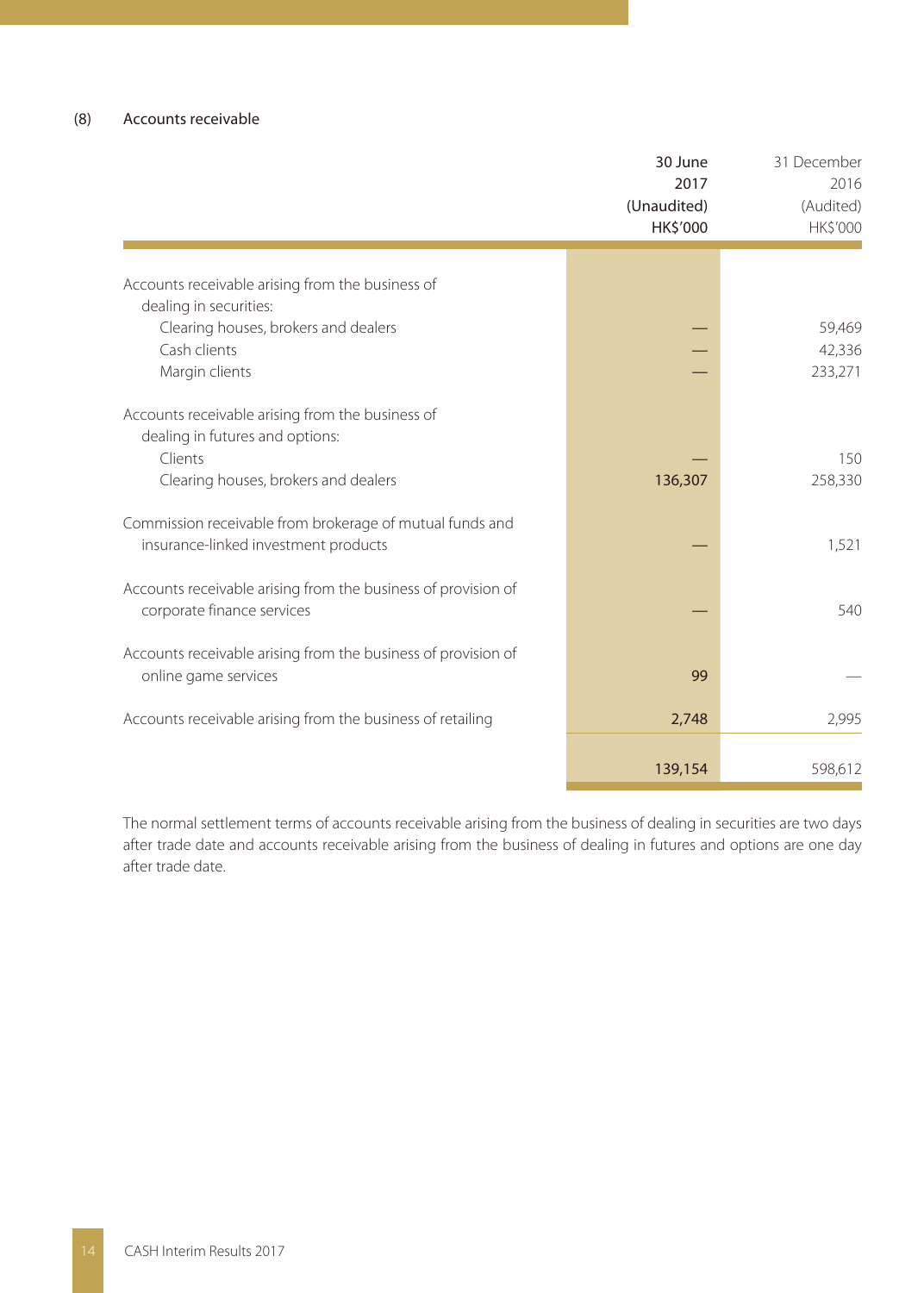## (8) Accounts receivable

| | 30 June 2017 (Unaudited) HK$'000 | 31 December 2016 (Audited) HK$'000 |
|---|---|---|
| Accounts receivable arising from the business of dealing in securities: | | |
| Clearing houses, brokers and dealers | — | 59,469 |
| Cash clients | — | 42,336 |
| Margin clients | — | 233,271 |
| Accounts receivable arising from the business of dealing in futures and options: | | |
| Clients | — | 150 |
| Clearing houses, brokers and dealers | 136,307 | 258,330 |
| Commission receivable from brokerage of mutual funds and insurance-linked investment products | — | 1,521 |
| Accounts receivable arising from the business of provision of corporate finance services | — | 540 |
| Accounts receivable arising from the business of provision of online game services | 99 | — |
| Accounts receivable arising from the business of retailing | 2,748 | 2,995 |
| | 139,154 | 598,612 |

The normal settlement terms of accounts receivable arising from the business of dealing in securities are two days after trade date and accounts receivable arising from the business of dealing in futures and options are one day after trade date.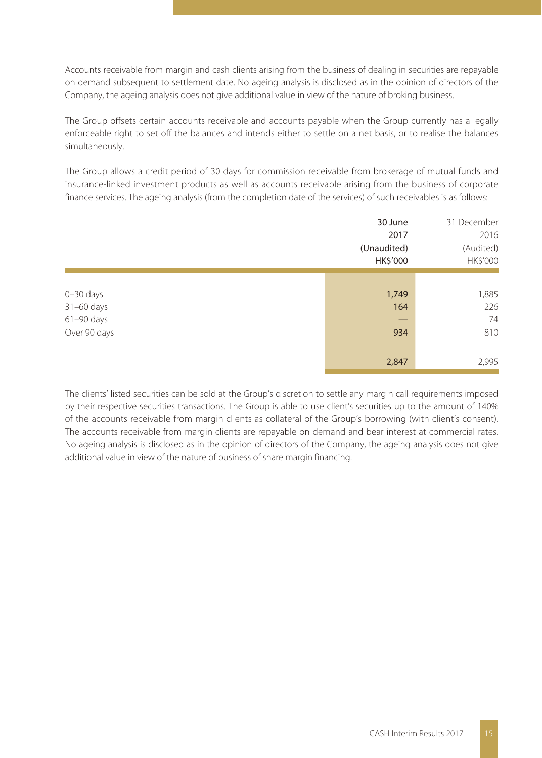Accounts receivable from margin and cash clients arising from the business of dealing in securities are repayable on demand subsequent to settlement date. No ageing analysis is disclosed as in the opinion of directors of the Company, the ageing analysis does not give additional value in view of the nature of broking business.

The Group offsets certain accounts receivable and accounts payable when the Group currently has a legally enforceable right to set off the balances and intends either to settle on a net basis, or to realise the balances simultaneously.

The Group allows a credit period of 30 days for commission receivable from brokerage of mutual funds and insurance-linked investment products as well as accounts receivable arising from the business of corporate finance services. The ageing analysis (from the completion date of the services) of such receivables is as follows:

| | 30 June 2017 (Unaudited) HK$'000 | 31 December 2016 (Audited) HK$'000 |
|---|---|---|
| 0–30 days | 1,749 | 1,885 |
| 31–60 days | 164 | 226 |
| 61–90 days | — | 74 |
| Over 90 days | 934 | 810 |
| | 2,847 | 2,995 |

The clients' listed securities can be sold at the Group's discretion to settle any margin call requirements imposed by their respective securities transactions. The Group is able to use client's securities up to the amount of 140% of the accounts receivable from margin clients as collateral of the Group's borrowing (with client's consent). The accounts receivable from margin clients are repayable on demand and bear interest at commercial rates. No ageing analysis is disclosed as in the opinion of directors of the Company, the ageing analysis does not give additional value in view of the nature of business of share margin financing.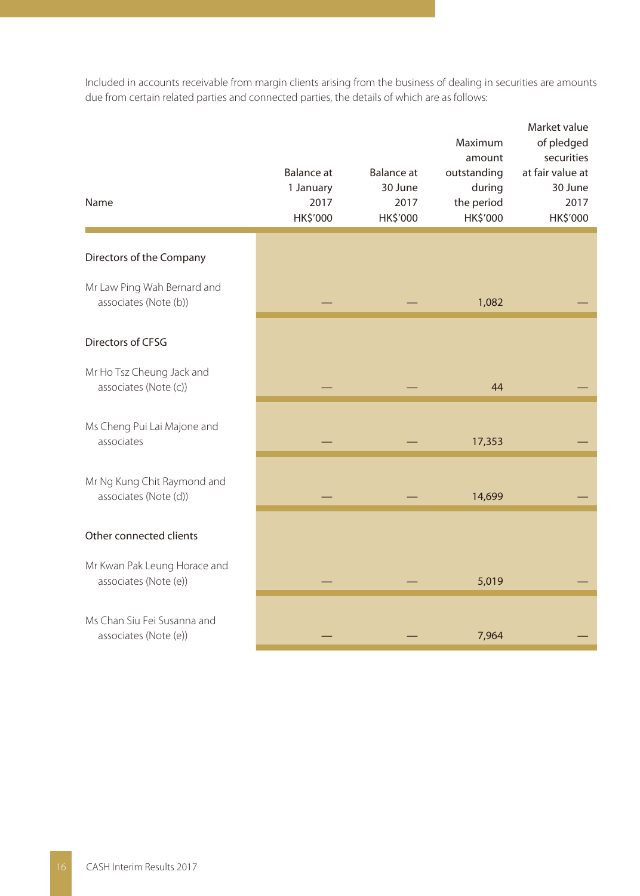Included in accounts receivable from margin clients arising from the business of dealing in securities are amounts due from certain related parties and connected parties, the details of which are as follows:

| Name | Balance at 1 January 2017 HK$'000 | Balance at 30 June 2017 HK$'000 | Maximum amount outstanding during the period HK$'000 | Market value of pledged securities at fair value at 30 June 2017 HK$'000 |
|---|---|---|---|---|
| **Directors of the Company** | | | | |
| Mr Law Ping Wah Bernard and associates (Note (b)) | — | — | 1,082 | — |
| **Directors of CFSG** | | | | |
| Mr Ho Tsz Cheung Jack and associates (Note (c)) | — | — | 44 | — |
| Ms Cheng Pui Lai Majone and associates | — | — | 17,353 | — |
| Mr Ng Kung Chit Raymond and associates (Note (d)) | — | — | 14,699 | — |
| **Other connected clients** | | | | |
| Mr Kwan Pak Leung Horace and associates (Note (e)) | — | — | 5,019 | — |
| Ms Chan Siu Fei Susanna and associates (Note (e)) | — | — | 7,964 | — |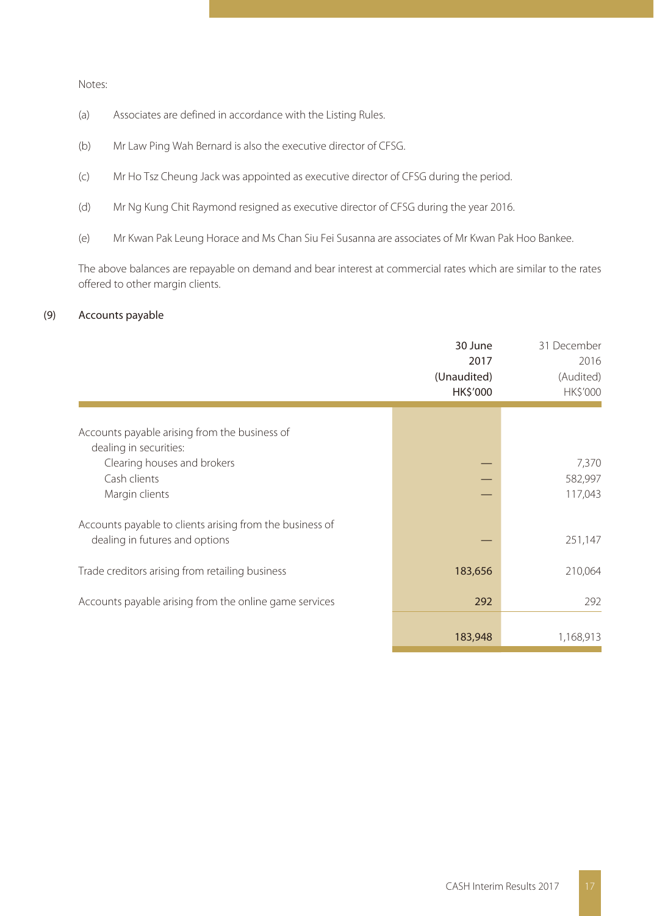Notes:

(a) Associates are defined in accordance with the Listing Rules.

(b) Mr Law Ping Wah Bernard is also the executive director of CFSG.

(c) Mr Ho Tsz Cheung Jack was appointed as executive director of CFSG during the period.

(d) Mr Ng Kung Chit Raymond resigned as executive director of CFSG during the year 2016.

(e) Mr Kwan Pak Leung Horace and Ms Chan Siu Fei Susanna are associates of Mr Kwan Pak Hoo Bankee.

The above balances are repayable on demand and bear interest at commercial rates which are similar to the rates offered to other margin clients.

## (9) Accounts payable

| | 30 June 2017 (Unaudited) HK$'000 | 31 December 2016 (Audited) HK$'000 |
|---|---|---|
| Accounts payable arising from the business of dealing in securities: | | |
| Clearing houses and brokers | — | 7,370 |
| Cash clients | — | 582,997 |
| Margin clients | — | 117,043 |
| Accounts payable to clients arising from the business of dealing in futures and options | — | 251,147 |
| Trade creditors arising from retailing business | 183,656 | 210,064 |
| Accounts payable arising from the online game services | 292 | 292 |
| | 183,948 | 1,168,913 |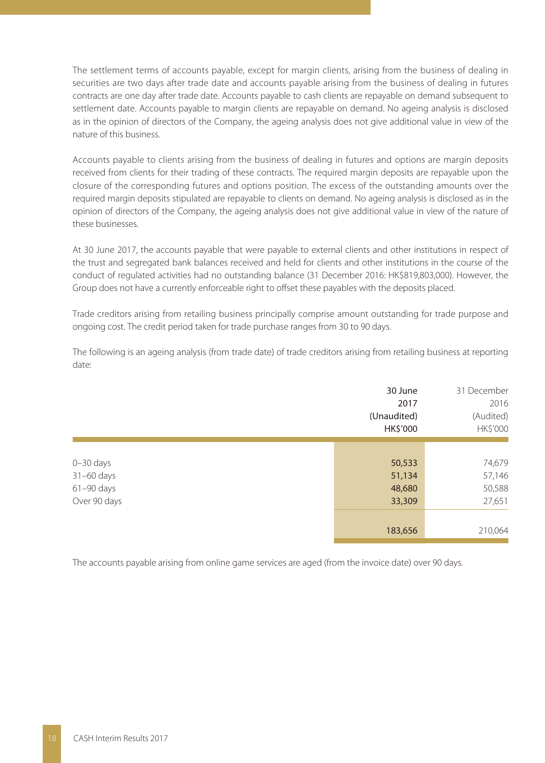The settlement terms of accounts payable, except for margin clients, arising from the business of dealing in securities are two days after trade date and accounts payable arising from the business of dealing in futures contracts are one day after trade date. Accounts payable to cash clients are repayable on demand subsequent to settlement date. Accounts payable to margin clients are repayable on demand. No ageing analysis is disclosed as in the opinion of directors of the Company, the ageing analysis does not give additional value in view of the nature of this business.

Accounts payable to clients arising from the business of dealing in futures and options are margin deposits received from clients for their trading of these contracts. The required margin deposits are repayable upon the closure of the corresponding futures and options position. The excess of the outstanding amounts over the required margin deposits stipulated are repayable to clients on demand. No ageing analysis is disclosed as in the opinion of directors of the Company, the ageing analysis does not give additional value in view of the nature of these businesses.

At 30 June 2017, the accounts payable that were payable to external clients and other institutions in respect of the trust and segregated bank balances received and held for clients and other institutions in the course of the conduct of regulated activities had no outstanding balance (31 December 2016: HK$819,803,000). However, the Group does not have a currently enforceable right to offset these payables with the deposits placed.

Trade creditors arising from retailing business principally comprise amount outstanding for trade purpose and ongoing cost. The credit period taken for trade purchase ranges from 30 to 90 days.

The following is an ageing analysis (from trade date) of trade creditors arising from retailing business at reporting date:

| | 30 June 2017 (Unaudited) HK$'000 | 31 December 2016 (Audited) HK$'000 |
|---|---|---|
| 0–30 days | 50,533 | 74,679 |
| 31–60 days | 51,134 | 57,146 |
| 61–90 days | 48,680 | 50,588 |
| Over 90 days | 33,309 | 27,651 |
| | 183,656 | 210,064 |

The accounts payable arising from online game services are aged (from the invoice date) over 90 days.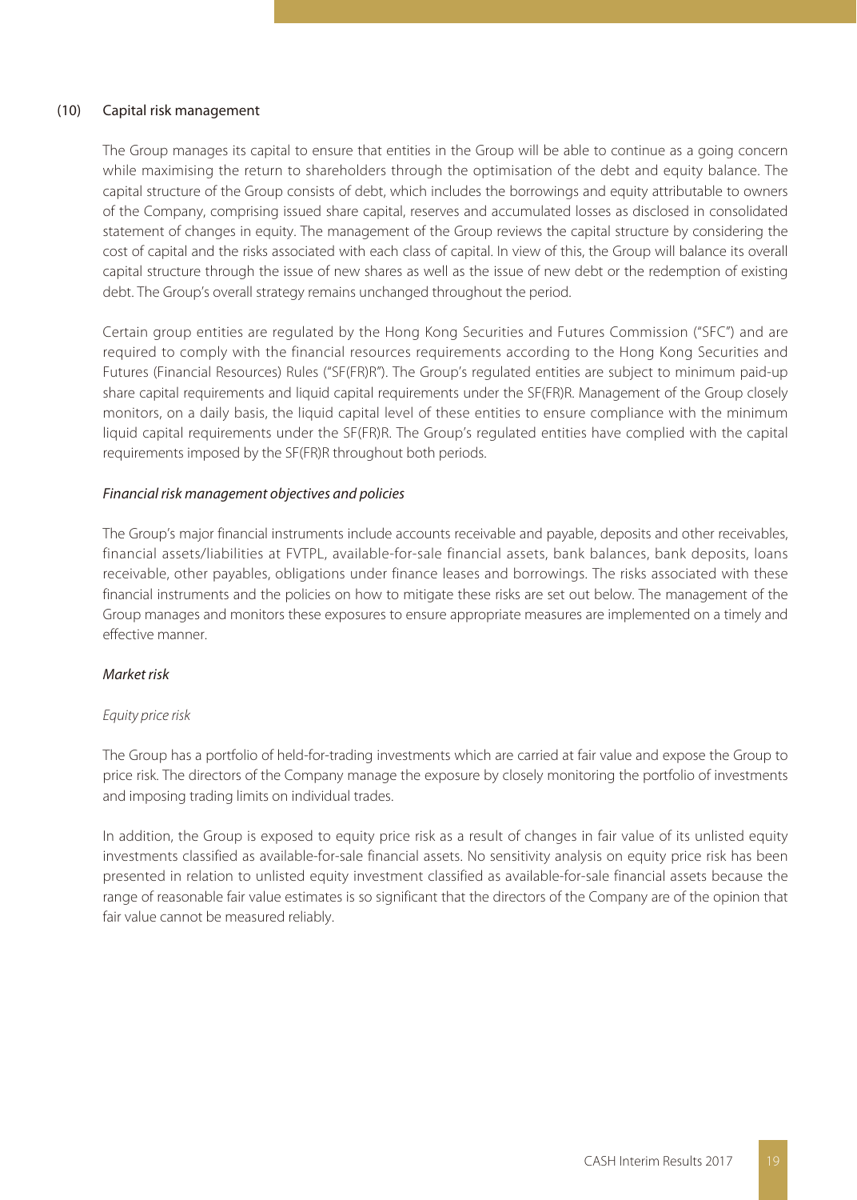(10) Capital risk management

The Group manages its capital to ensure that entities in the Group will be able to continue as a going concern while maximising the return to shareholders through the optimisation of the debt and equity balance. The capital structure of the Group consists of debt, which includes the borrowings and equity attributable to owners of the Company, comprising issued share capital, reserves and accumulated losses as disclosed in consolidated statement of changes in equity. The management of the Group reviews the capital structure by considering the cost of capital and the risks associated with each class of capital. In view of this, the Group will balance its overall capital structure through the issue of new shares as well as the issue of new debt or the redemption of existing debt. The Group's overall strategy remains unchanged throughout the period.

Certain group entities are regulated by the Hong Kong Securities and Futures Commission ("SFC") and are required to comply with the financial resources requirements according to the Hong Kong Securities and Futures (Financial Resources) Rules ("SF(FR)R"). The Group's regulated entities are subject to minimum paid-up share capital requirements and liquid capital requirements under the SF(FR)R. Management of the Group closely monitors, on a daily basis, the liquid capital level of these entities to ensure compliance with the minimum liquid capital requirements under the SF(FR)R. The Group's regulated entities have complied with the capital requirements imposed by the SF(FR)R throughout both periods.

*Financial risk management objectives and policies*

The Group's major financial instruments include accounts receivable and payable, deposits and other receivables, financial assets/liabilities at FVTPL, available-for-sale financial assets, bank balances, bank deposits, loans receivable, other payables, obligations under finance leases and borrowings. The risks associated with these financial instruments and the policies on how to mitigate these risks are set out below. The management of the Group manages and monitors these exposures to ensure appropriate measures are implemented on a timely and effective manner.

*Market risk*

*Equity price risk*

The Group has a portfolio of held-for-trading investments which are carried at fair value and expose the Group to price risk. The directors of the Company manage the exposure by closely monitoring the portfolio of investments and imposing trading limits on individual trades.

In addition, the Group is exposed to equity price risk as a result of changes in fair value of its unlisted equity investments classified as available-for-sale financial assets. No sensitivity analysis on equity price risk has been presented in relation to unlisted equity investment classified as available-for-sale financial assets because the range of reasonable fair value estimates is so significant that the directors of the Company are of the opinion that fair value cannot be measured reliably.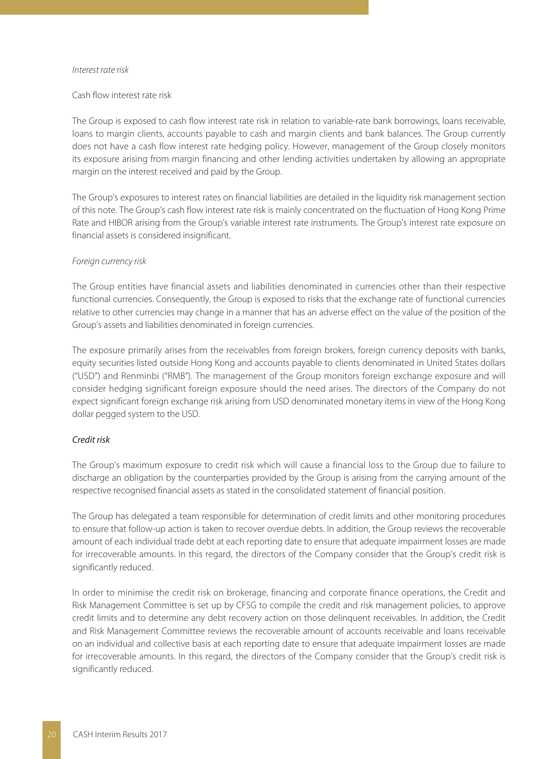*Interest rate risk*

Cash flow interest rate risk

The Group is exposed to cash flow interest rate risk in relation to variable-rate bank borrowings, loans receivable, loans to margin clients, accounts payable to cash and margin clients and bank balances. The Group currently does not have a cash flow interest rate hedging policy. However, management of the Group closely monitors its exposure arising from margin financing and other lending activities undertaken by allowing an appropriate margin on the interest received and paid by the Group.

The Group's exposures to interest rates on financial liabilities are detailed in the liquidity risk management section of this note. The Group's cash flow interest rate risk is mainly concentrated on the fluctuation of Hong Kong Prime Rate and HIBOR arising from the Group's variable interest rate instruments. The Group's interest rate exposure on financial assets is considered insignificant.

*Foreign currency risk*

The Group entities have financial assets and liabilities denominated in currencies other than their respective functional currencies. Consequently, the Group is exposed to risks that the exchange rate of functional currencies relative to other currencies may change in a manner that has an adverse effect on the value of the position of the Group's assets and liabilities denominated in foreign currencies.

The exposure primarily arises from the receivables from foreign brokers, foreign currency deposits with banks, equity securities listed outside Hong Kong and accounts payable to clients denominated in United States dollars ("USD") and Renminbi ("RMB"). The management of the Group monitors foreign exchange exposure and will consider hedging significant foreign exposure should the need arises. The directors of the Company do not expect significant foreign exchange risk arising from USD denominated monetary items in view of the Hong Kong dollar pegged system to the USD.

*Credit risk*

The Group's maximum exposure to credit risk which will cause a financial loss to the Group due to failure to discharge an obligation by the counterparties provided by the Group is arising from the carrying amount of the respective recognised financial assets as stated in the consolidated statement of financial position.

The Group has delegated a team responsible for determination of credit limits and other monitoring procedures to ensure that follow-up action is taken to recover overdue debts. In addition, the Group reviews the recoverable amount of each individual trade debt at each reporting date to ensure that adequate impairment losses are made for irrecoverable amounts. In this regard, the directors of the Company consider that the Group's credit risk is significantly reduced.

In order to minimise the credit risk on brokerage, financing and corporate finance operations, the Credit and Risk Management Committee is set up by CFSG to compile the credit and risk management policies, to approve credit limits and to determine any debt recovery action on those delinquent receivables. In addition, the Credit and Risk Management Committee reviews the recoverable amount of accounts receivable and loans receivable on an individual and collective basis at each reporting date to ensure that adequate impairment losses are made for irrecoverable amounts. In this regard, the directors of the Company consider that the Group's credit risk is significantly reduced.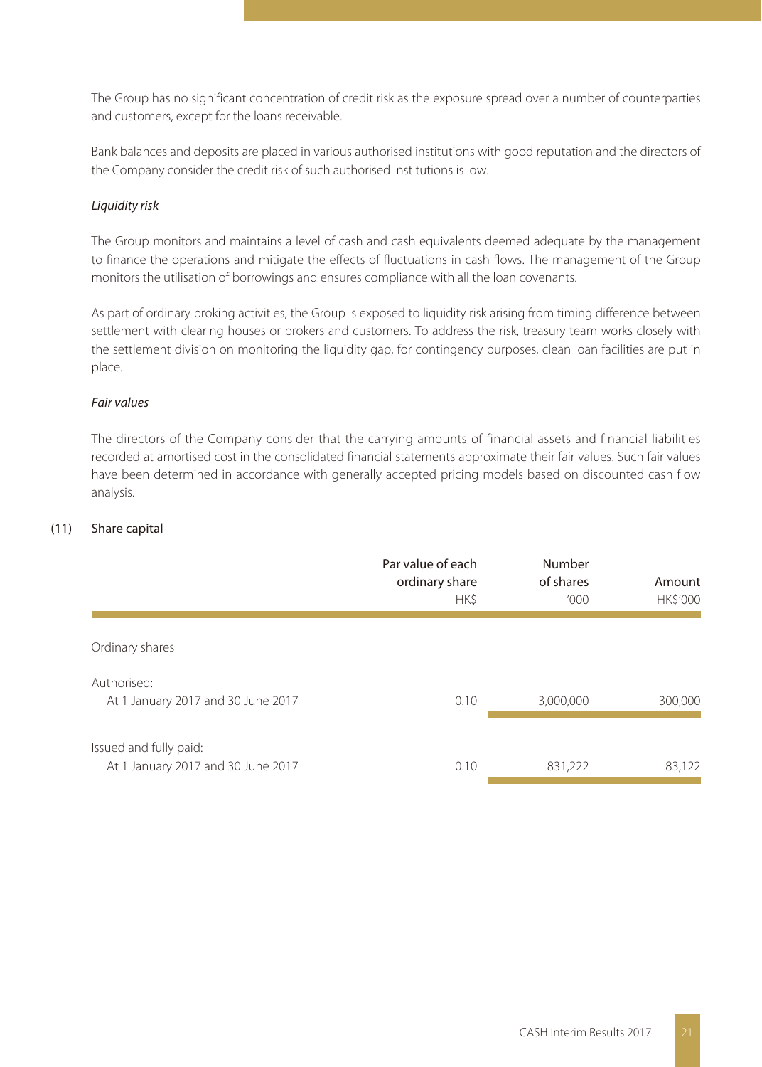The Group has no significant concentration of credit risk as the exposure spread over a number of counterparties and customers, except for the loans receivable.

Bank balances and deposits are placed in various authorised institutions with good reputation and the directors of the Company consider the credit risk of such authorised institutions is low.

*Liquidity risk*

The Group monitors and maintains a level of cash and cash equivalents deemed adequate by the management to finance the operations and mitigate the effects of fluctuations in cash flows. The management of the Group monitors the utilisation of borrowings and ensures compliance with all the loan covenants.

As part of ordinary broking activities, the Group is exposed to liquidity risk arising from timing difference between settlement with clearing houses or brokers and customers. To address the risk, treasury team works closely with the settlement division on monitoring the liquidity gap, for contingency purposes, clean loan facilities are put in place.

*Fair values*

The directors of the Company consider that the carrying amounts of financial assets and financial liabilities recorded at amortised cost in the consolidated financial statements approximate their fair values. Such fair values have been determined in accordance with generally accepted pricing models based on discounted cash flow analysis.

## (11) Share capital

| | Par value of each ordinary share HK$ | Number of shares '000 | Amount HK$'000 |
|---|---|---|---|
| Ordinary shares | | | |
| Authorised: | | | |
| At 1 January 2017 and 30 June 2017 | 0.10 | 3,000,000 | 300,000 |
| Issued and fully paid: | | | |
| At 1 January 2017 and 30 June 2017 | 0.10 | 831,222 | 83,122 |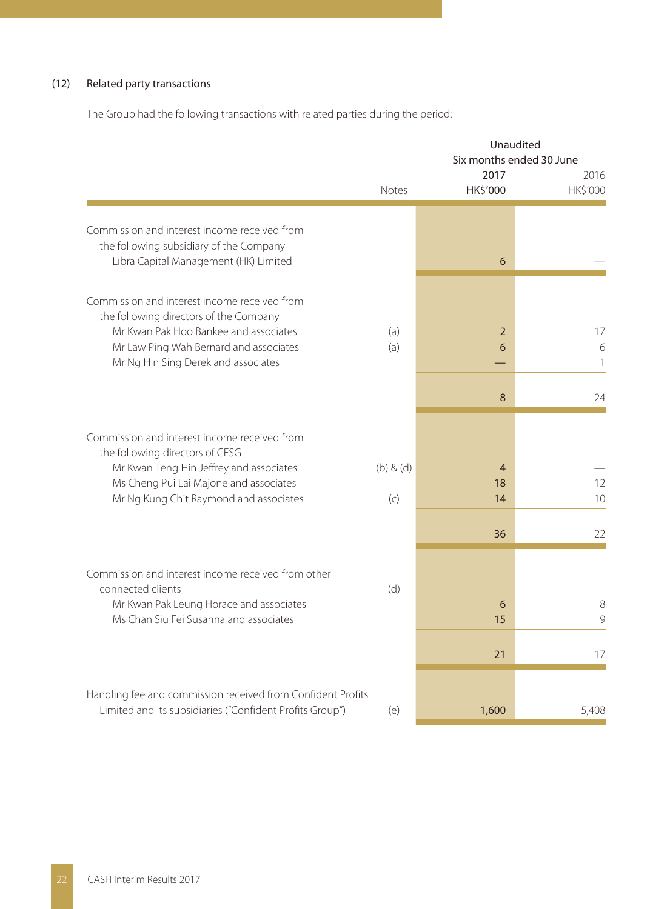### (12) Related party transactions

The Group had the following transactions with related parties during the period:

| | Notes | Unaudited Six months ended 30 June 2017 HK$'000 | 2016 HK$'000 |
|---|---|---|---|
| Commission and interest income received from the following subsidiary of the Company | | | |
| Libra Capital Management (HK) Limited | | 6 | — |
| Commission and interest income received from the following directors of the Company | | | |
| Mr Kwan Pak Hoo Bankee and associates | (a) | 2 | 17 |
| Mr Law Ping Wah Bernard and associates | (a) | 6 | 6 |
| Mr Ng Hin Sing Derek and associates | | — | 1 |
| | | 8 | 24 |
| Commission and interest income received from the following directors of CFSG | | | |
| Mr Kwan Teng Hin Jeffrey and associates | (b) & (d) | 4 | — |
| Ms Cheng Pui Lai Majone and associates | | 18 | 12 |
| Mr Ng Kung Chit Raymond and associates | (c) | 14 | 10 |
| | | 36 | 22 |
| Commission and interest income received from other connected clients | (d) | | |
| Mr Kwan Pak Leung Horace and associates | | 6 | 8 |
| Ms Chan Siu Fei Susanna and associates | | 15 | 9 |
| | | 21 | 17 |
| Handling fee and commission received from Confident Profits Limited and its subsidiaries ("Confident Profits Group") | (e) | 1,600 | 5,408 |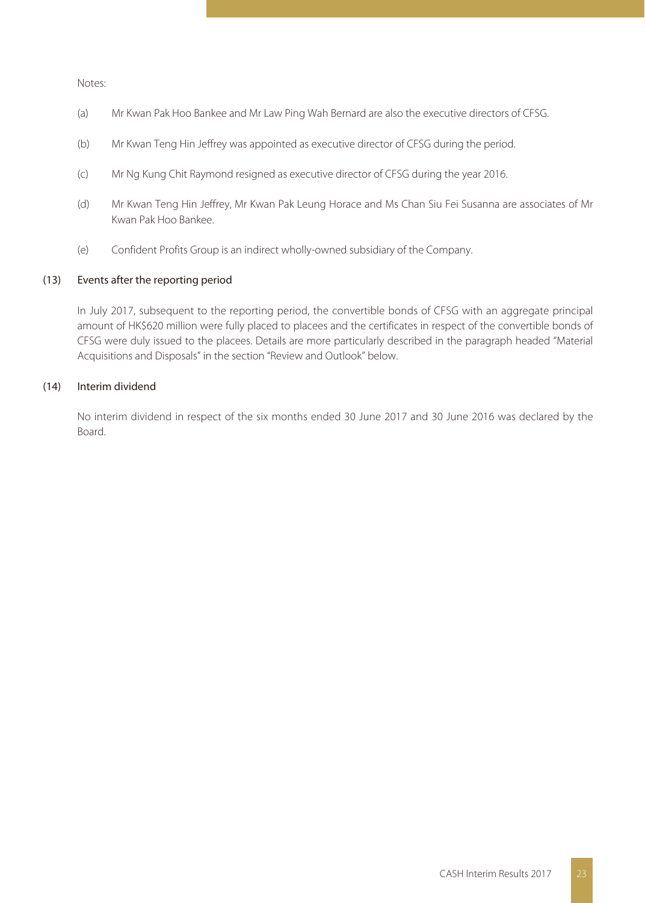Notes:

(a) Mr Kwan Pak Hoo Bankee and Mr Law Ping Wah Bernard are also the executive directors of CFSG.

(b) Mr Kwan Teng Hin Jeffrey was appointed as executive director of CFSG during the period.

(c) Mr Ng Kung Chit Raymond resigned as executive director of CFSG during the year 2016.

(d) Mr Kwan Teng Hin Jeffrey, Mr Kwan Pak Leung Horace and Ms Chan Siu Fei Susanna are associates of Mr Kwan Pak Hoo Bankee.

(e) Confident Profits Group is an indirect wholly-owned subsidiary of the Company.

## (13) Events after the reporting period

In July 2017, subsequent to the reporting period, the convertible bonds of CFSG with an aggregate principal amount of HK$620 million were fully placed to placees and the certificates in respect of the convertible bonds of CFSG were duly issued to the placees. Details are more particularly described in the paragraph headed "Material Acquisitions and Disposals" in the section "Review and Outlook" below.

## (14) Interim dividend

No interim dividend in respect of the six months ended 30 June 2017 and 30 June 2016 was declared by the Board.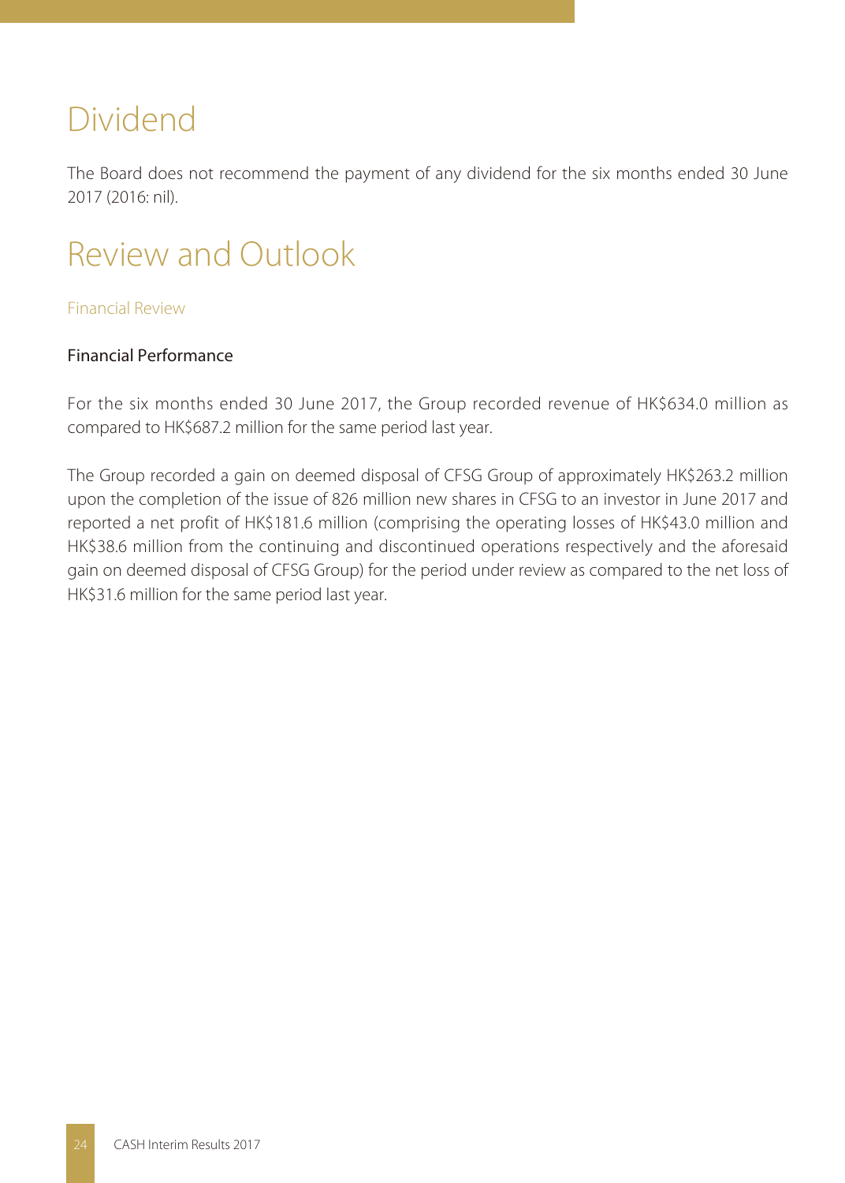# Dividend

The Board does not recommend the payment of any dividend for the six months ended 30 June 2017 (2016: nil).

# Review and Outlook

## Financial Review

### Financial Performance

For the six months ended 30 June 2017, the Group recorded revenue of HK$634.0 million as compared to HK$687.2 million for the same period last year.

The Group recorded a gain on deemed disposal of CFSG Group of approximately HK$263.2 million upon the completion of the issue of 826 million new shares in CFSG to an investor in June 2017 and reported a net profit of HK$181.6 million (comprising the operating losses of HK$43.0 million and HK$38.6 million from the continuing and discontinued operations respectively and the aforesaid gain on deemed disposal of CFSG Group) for the period under review as compared to the net loss of HK$31.6 million for the same period last year.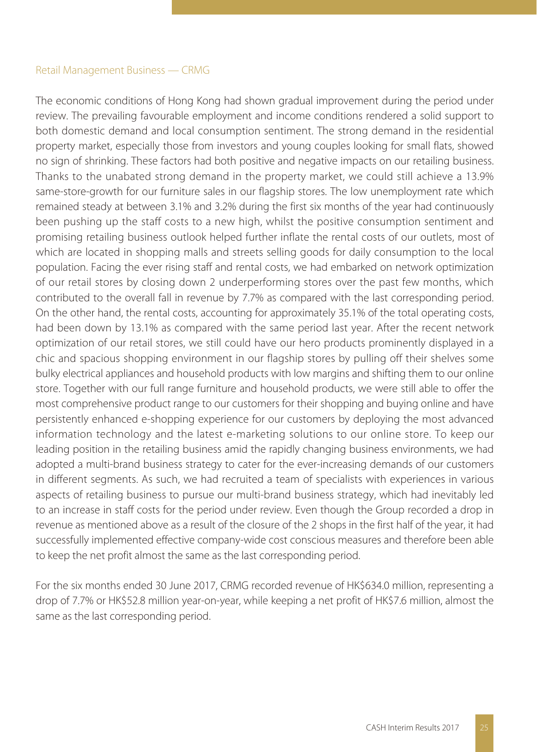### Retail Management Business — CRMG

The economic conditions of Hong Kong had shown gradual improvement during the period under review. The prevailing favourable employment and income conditions rendered a solid support to both domestic demand and local consumption sentiment. The strong demand in the residential property market, especially those from investors and young couples looking for small flats, showed no sign of shrinking. These factors had both positive and negative impacts on our retailing business. Thanks to the unabated strong demand in the property market, we could still achieve a 13.9% same-store-growth for our furniture sales in our flagship stores. The low unemployment rate which remained steady at between 3.1% and 3.2% during the first six months of the year had continuously been pushing up the staff costs to a new high, whilst the positive consumption sentiment and promising retailing business outlook helped further inflate the rental costs of our outlets, most of which are located in shopping malls and streets selling goods for daily consumption to the local population. Facing the ever rising staff and rental costs, we had embarked on network optimization of our retail stores by closing down 2 underperforming stores over the past few months, which contributed to the overall fall in revenue by 7.7% as compared with the last corresponding period. On the other hand, the rental costs, accounting for approximately 35.1% of the total operating costs, had been down by 13.1% as compared with the same period last year. After the recent network optimization of our retail stores, we still could have our hero products prominently displayed in a chic and spacious shopping environment in our flagship stores by pulling off their shelves some bulky electrical appliances and household products with low margins and shifting them to our online store. Together with our full range furniture and household products, we were still able to offer the most comprehensive product range to our customers for their shopping and buying online and have persistently enhanced e-shopping experience for our customers by deploying the most advanced information technology and the latest e-marketing solutions to our online store. To keep our leading position in the retailing business amid the rapidly changing business environments, we had adopted a multi-brand business strategy to cater for the ever-increasing demands of our customers in different segments. As such, we had recruited a team of specialists with experiences in various aspects of retailing business to pursue our multi-brand business strategy, which had inevitably led to an increase in staff costs for the period under review. Even though the Group recorded a drop in revenue as mentioned above as a result of the closure of the 2 shops in the first half of the year, it had successfully implemented effective company-wide cost conscious measures and therefore been able to keep the net profit almost the same as the last corresponding period.

For the six months ended 30 June 2017, CRMG recorded revenue of HK$634.0 million, representing a drop of 7.7% or HK$52.8 million year-on-year, while keeping a net profit of HK$7.6 million, almost the same as the last corresponding period.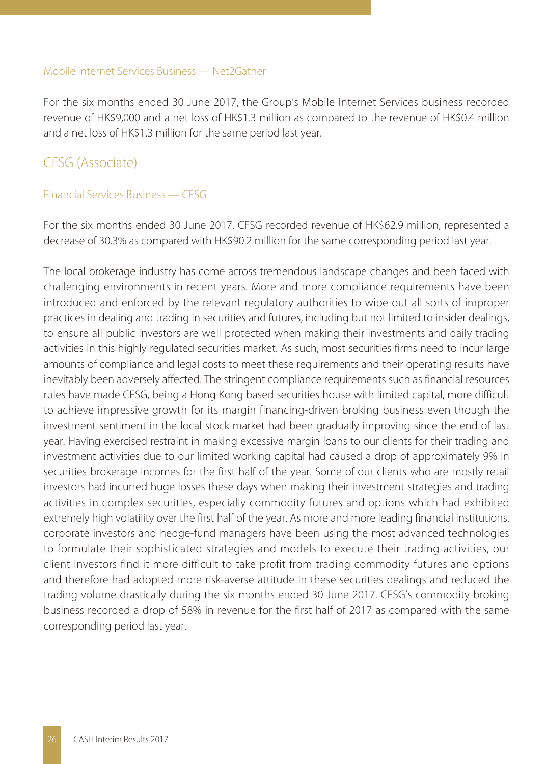### Mobile Internet Services Business — Net2Gather

For the six months ended 30 June 2017, the Group's Mobile Internet Services business recorded revenue of HK$9,000 and a net loss of HK$1.3 million as compared to the revenue of HK$0.4 million and a net loss of HK$1.3 million for the same period last year.

## CFSG (Associate)

### Financial Services Business — CFSG

For the six months ended 30 June 2017, CFSG recorded revenue of HK$62.9 million, represented a decrease of 30.3% as compared with HK$90.2 million for the same corresponding period last year.

The local brokerage industry has come across tremendous landscape changes and been faced with challenging environments in recent years. More and more compliance requirements have been introduced and enforced by the relevant regulatory authorities to wipe out all sorts of improper practices in dealing and trading in securities and futures, including but not limited to insider dealings, to ensure all public investors are well protected when making their investments and daily trading activities in this highly regulated securities market. As such, most securities firms need to incur large amounts of compliance and legal costs to meet these requirements and their operating results have inevitably been adversely affected. The stringent compliance requirements such as financial resources rules have made CFSG, being a Hong Kong based securities house with limited capital, more difficult to achieve impressive growth for its margin financing-driven broking business even though the investment sentiment in the local stock market had been gradually improving since the end of last year. Having exercised restraint in making excessive margin loans to our clients for their trading and investment activities due to our limited working capital had caused a drop of approximately 9% in securities brokerage incomes for the first half of the year. Some of our clients who are mostly retail investors had incurred huge losses these days when making their investment strategies and trading activities in complex securities, especially commodity futures and options which had exhibited extremely high volatility over the first half of the year. As more and more leading financial institutions, corporate investors and hedge-fund managers have been using the most advanced technologies to formulate their sophisticated strategies and models to execute their trading activities, our client investors find it more difficult to take profit from trading commodity futures and options and therefore had adopted more risk-averse attitude in these securities dealings and reduced the trading volume drastically during the six months ended 30 June 2017. CFSG's commodity broking business recorded a drop of 58% in revenue for the first half of 2017 as compared with the same corresponding period last year.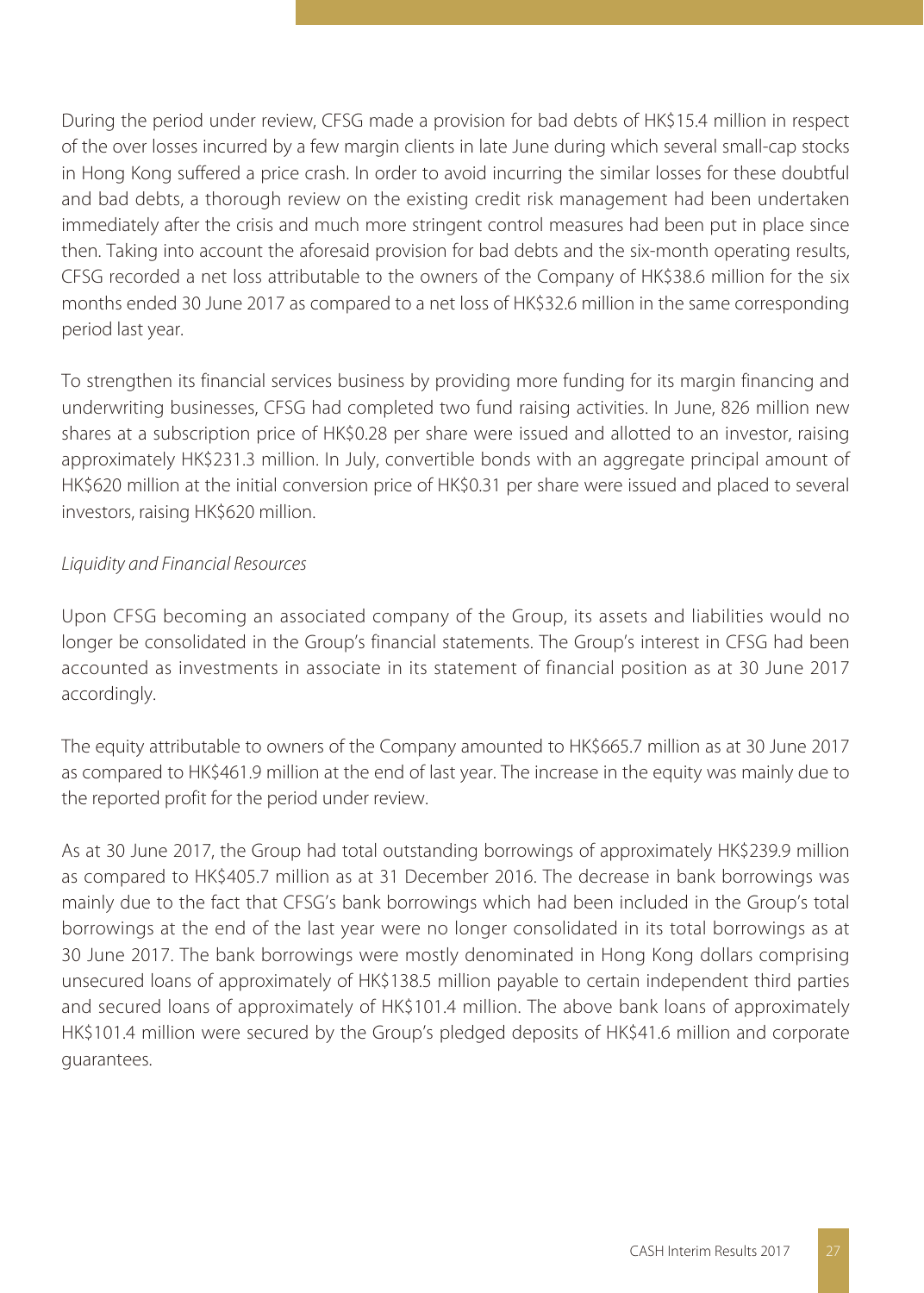During the period under review, CFSG made a provision for bad debts of HK$15.4 million in respect of the over losses incurred by a few margin clients in late June during which several small-cap stocks in Hong Kong suffered a price crash. In order to avoid incurring the similar losses for these doubtful and bad debts, a thorough review on the existing credit risk management had been undertaken immediately after the crisis and much more stringent control measures had been put in place since then. Taking into account the aforesaid provision for bad debts and the six-month operating results, CFSG recorded a net loss attributable to the owners of the Company of HK$38.6 million for the six months ended 30 June 2017 as compared to a net loss of HK$32.6 million in the same corresponding period last year.

To strengthen its financial services business by providing more funding for its margin financing and underwriting businesses, CFSG had completed two fund raising activities. In June, 826 million new shares at a subscription price of HK$0.28 per share were issued and allotted to an investor, raising approximately HK$231.3 million. In July, convertible bonds with an aggregate principal amount of HK$620 million at the initial conversion price of HK$0.31 per share were issued and placed to several investors, raising HK$620 million.

*Liquidity and Financial Resources*

Upon CFSG becoming an associated company of the Group, its assets and liabilities would no longer be consolidated in the Group's financial statements. The Group's interest in CFSG had been accounted as investments in associate in its statement of financial position as at 30 June 2017 accordingly.

The equity attributable to owners of the Company amounted to HK$665.7 million as at 30 June 2017 as compared to HK$461.9 million at the end of last year. The increase in the equity was mainly due to the reported profit for the period under review.

As at 30 June 2017, the Group had total outstanding borrowings of approximately HK$239.9 million as compared to HK$405.7 million as at 31 December 2016. The decrease in bank borrowings was mainly due to the fact that CFSG's bank borrowings which had been included in the Group's total borrowings at the end of the last year were no longer consolidated in its total borrowings as at 30 June 2017. The bank borrowings were mostly denominated in Hong Kong dollars comprising unsecured loans of approximately of HK$138.5 million payable to certain independent third parties and secured loans of approximately of HK$101.4 million. The above bank loans of approximately HK$101.4 million were secured by the Group's pledged deposits of HK$41.6 million and corporate guarantees.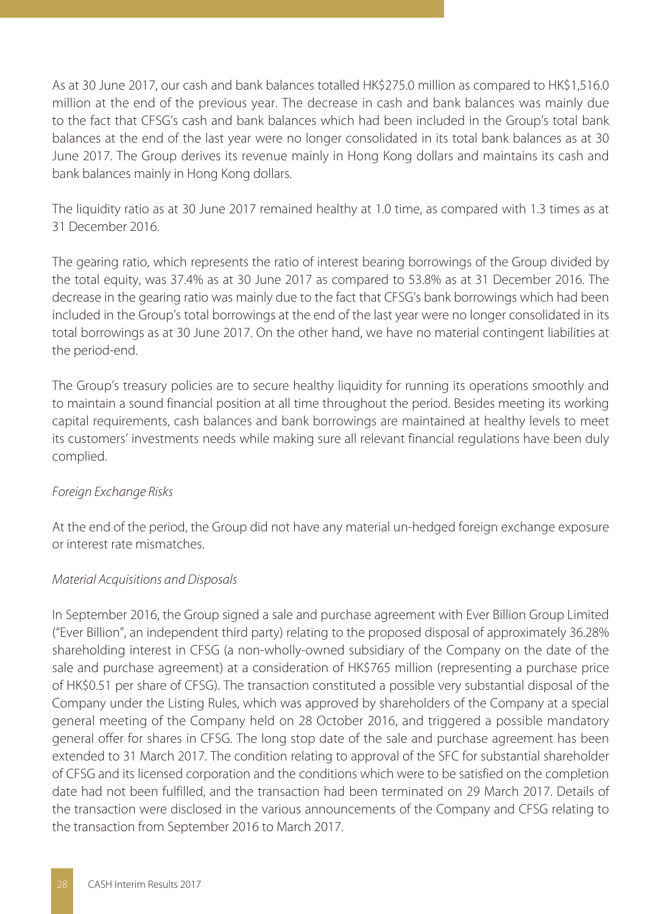As at 30 June 2017, our cash and bank balances totalled HK$275.0 million as compared to HK$1,516.0 million at the end of the previous year. The decrease in cash and bank balances was mainly due to the fact that CFSG's cash and bank balances which had been included in the Group's total bank balances at the end of the last year were no longer consolidated in its total bank balances as at 30 June 2017. The Group derives its revenue mainly in Hong Kong dollars and maintains its cash and bank balances mainly in Hong Kong dollars.

The liquidity ratio as at 30 June 2017 remained healthy at 1.0 time, as compared with 1.3 times as at 31 December 2016.

The gearing ratio, which represents the ratio of interest bearing borrowings of the Group divided by the total equity, was 37.4% as at 30 June 2017 as compared to 53.8% as at 31 December 2016. The decrease in the gearing ratio was mainly due to the fact that CFSG's bank borrowings which had been included in the Group's total borrowings at the end of the last year were no longer consolidated in its total borrowings as at 30 June 2017. On the other hand, we have no material contingent liabilities at the period-end.

The Group's treasury policies are to secure healthy liquidity for running its operations smoothly and to maintain a sound financial position at all time throughout the period. Besides meeting its working capital requirements, cash balances and bank borrowings are maintained at healthy levels to meet its customers' investments needs while making sure all relevant financial regulations have been duly complied.

*Foreign Exchange Risks*

At the end of the period, the Group did not have any material un-hedged foreign exchange exposure or interest rate mismatches.

*Material Acquisitions and Disposals*

In September 2016, the Group signed a sale and purchase agreement with Ever Billion Group Limited ("Ever Billion", an independent third party) relating to the proposed disposal of approximately 36.28% shareholding interest in CFSG (a non-wholly-owned subsidiary of the Company on the date of the sale and purchase agreement) at a consideration of HK$765 million (representing a purchase price of HK$0.51 per share of CFSG). The transaction constituted a possible very substantial disposal of the Company under the Listing Rules, which was approved by shareholders of the Company at a special general meeting of the Company held on 28 October 2016, and triggered a possible mandatory general offer for shares in CFSG. The long stop date of the sale and purchase agreement has been extended to 31 March 2017. The condition relating to approval of the SFC for substantial shareholder of CFSG and its licensed corporation and the conditions which were to be satisfied on the completion date had not been fulfilled, and the transaction had been terminated on 29 March 2017. Details of the transaction were disclosed in the various announcements of the Company and CFSG relating to the transaction from September 2016 to March 2017.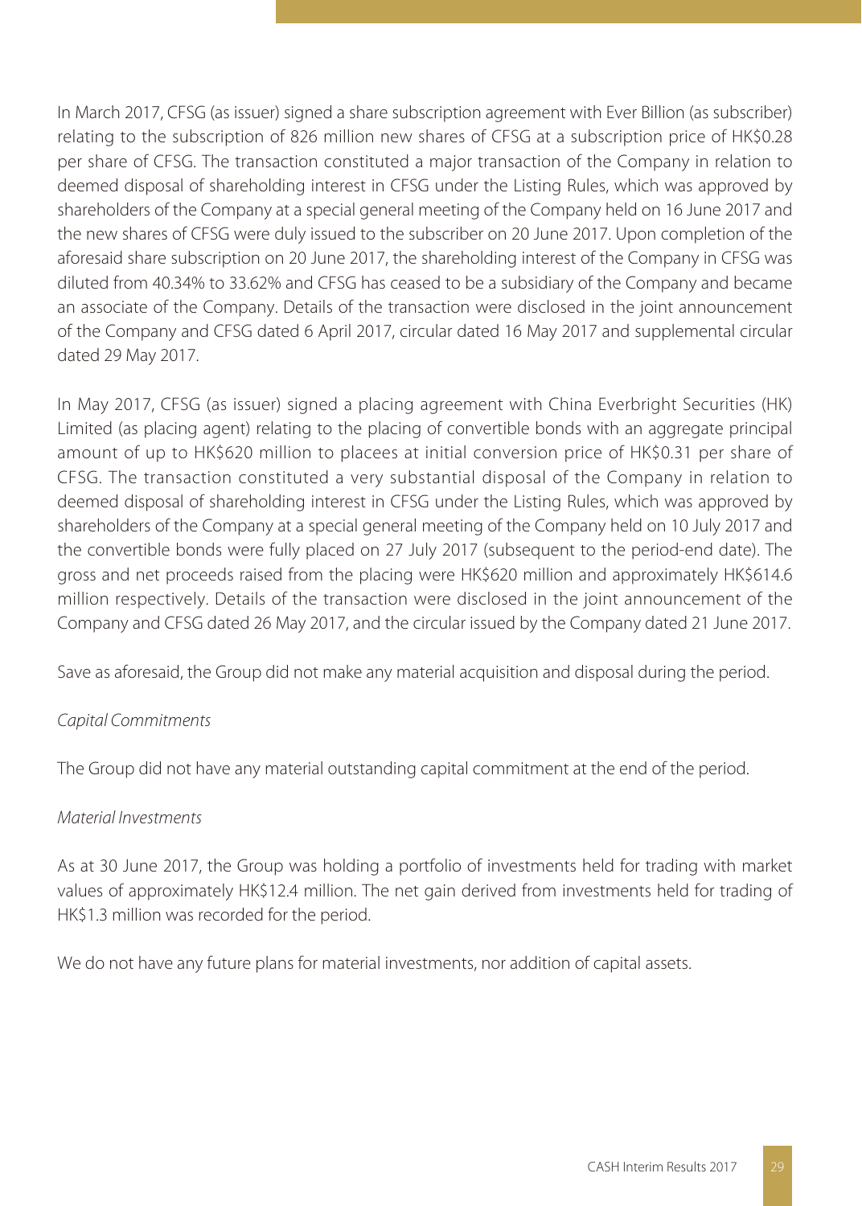In March 2017, CFSG (as issuer) signed a share subscription agreement with Ever Billion (as subscriber) relating to the subscription of 826 million new shares of CFSG at a subscription price of HK$0.28 per share of CFSG. The transaction constituted a major transaction of the Company in relation to deemed disposal of shareholding interest in CFSG under the Listing Rules, which was approved by shareholders of the Company at a special general meeting of the Company held on 16 June 2017 and the new shares of CFSG were duly issued to the subscriber on 20 June 2017. Upon completion of the aforesaid share subscription on 20 June 2017, the shareholding interest of the Company in CFSG was diluted from 40.34% to 33.62% and CFSG has ceased to be a subsidiary of the Company and became an associate of the Company. Details of the transaction were disclosed in the joint announcement of the Company and CFSG dated 6 April 2017, circular dated 16 May 2017 and supplemental circular dated 29 May 2017.

In May 2017, CFSG (as issuer) signed a placing agreement with China Everbright Securities (HK) Limited (as placing agent) relating to the placing of convertible bonds with an aggregate principal amount of up to HK$620 million to placees at initial conversion price of HK$0.31 per share of CFSG. The transaction constituted a very substantial disposal of the Company in relation to deemed disposal of shareholding interest in CFSG under the Listing Rules, which was approved by shareholders of the Company at a special general meeting of the Company held on 10 July 2017 and the convertible bonds were fully placed on 27 July 2017 (subsequent to the period-end date). The gross and net proceeds raised from the placing were HK$620 million and approximately HK$614.6 million respectively. Details of the transaction were disclosed in the joint announcement of the Company and CFSG dated 26 May 2017, and the circular issued by the Company dated 21 June 2017.

Save as aforesaid, the Group did not make any material acquisition and disposal during the period.

*Capital Commitments*

The Group did not have any material outstanding capital commitment at the end of the period.

*Material Investments*

As at 30 June 2017, the Group was holding a portfolio of investments held for trading with market values of approximately HK$12.4 million. The net gain derived from investments held for trading of HK$1.3 million was recorded for the period.

We do not have any future plans for material investments, nor addition of capital assets.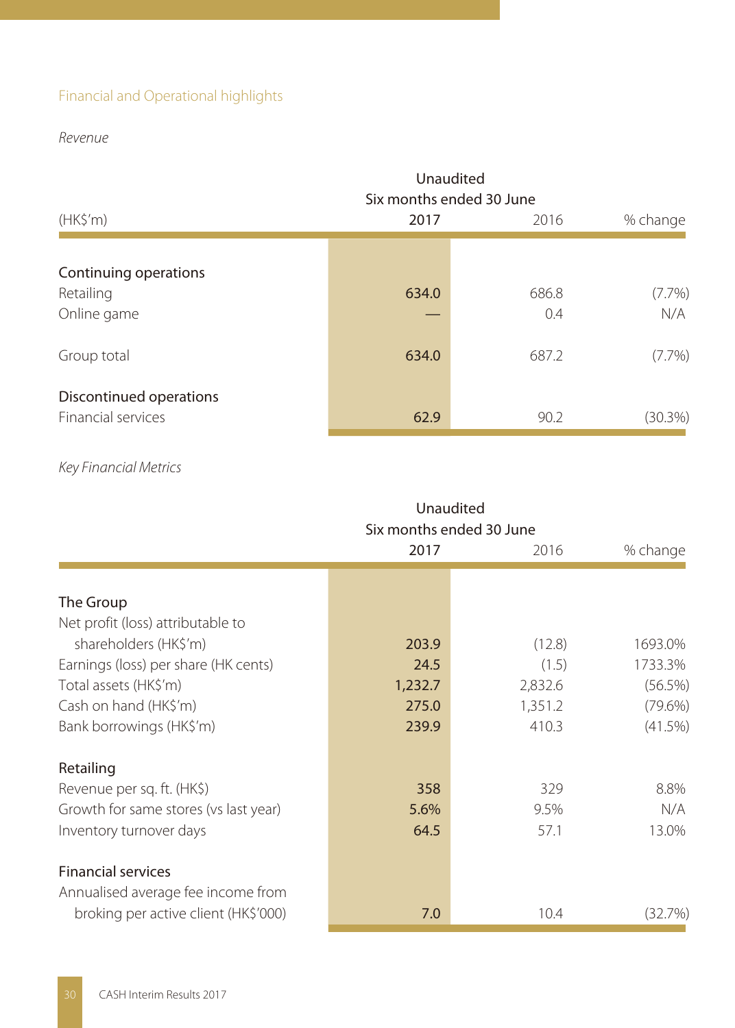## Financial and Operational highlights

*Revenue*

| (HK$'m) | Unaudited Six months ended 30 June 2017 | 2016 | % change |
|---|---|---|---|
| **Continuing operations** | | | |
| Retailing | **634.0** | 686.8 | (7.7%) |
| Online game | **—** | 0.4 | N/A |
| Group total | **634.0** | 687.2 | (7.7%) |
| **Discontinued operations** | | | |
| Financial services | **62.9** | 90.2 | (30.3%) |

*Key Financial Metrics*

| | Unaudited Six months ended 30 June 2017 | 2016 | % change |
|---|---|---|---|
| **The Group** | | | |
| Net profit (loss) attributable to shareholders (HK$'m) | **203.9** | (12.8) | 1693.0% |
| Earnings (loss) per share (HK cents) | **24.5** | (1.5) | 1733.3% |
| Total assets (HK$'m) | **1,232.7** | 2,832.6 | (56.5%) |
| Cash on hand (HK$'m) | **275.0** | 1,351.2 | (79.6%) |
| Bank borrowings (HK$'m) | **239.9** | 410.3 | (41.5%) |
| **Retailing** | | | |
| Revenue per sq. ft. (HK$) | **358** | 329 | 8.8% |
| Growth for same stores (vs last year) | **5.6%** | 9.5% | N/A |
| Inventory turnover days | **64.5** | 57.1 | 13.0% |
| **Financial services** | | | |
| Annualised average fee income from broking per active client (HK$'000) | **7.0** | 10.4 | (32.7%) |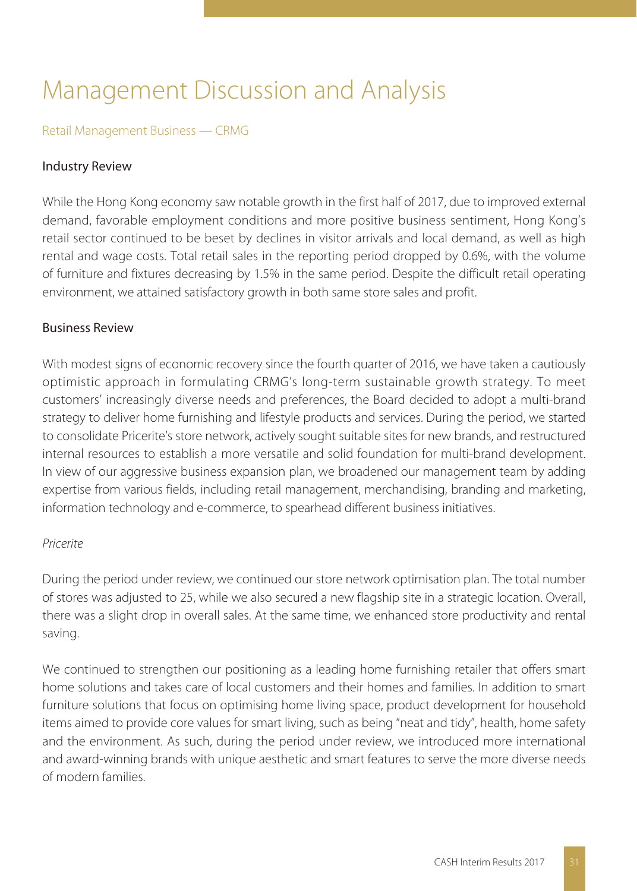# Management Discussion and Analysis

## Retail Management Business — CRMG

### Industry Review

While the Hong Kong economy saw notable growth in the first half of 2017, due to improved external demand, favorable employment conditions and more positive business sentiment, Hong Kong's retail sector continued to be beset by declines in visitor arrivals and local demand, as well as high rental and wage costs. Total retail sales in the reporting period dropped by 0.6%, with the volume of furniture and fixtures decreasing by 1.5% in the same period. Despite the difficult retail operating environment, we attained satisfactory growth in both same store sales and profit.

### Business Review

With modest signs of economic recovery since the fourth quarter of 2016, we have taken a cautiously optimistic approach in formulating CRMG's long-term sustainable growth strategy. To meet customers' increasingly diverse needs and preferences, the Board decided to adopt a multi-brand strategy to deliver home furnishing and lifestyle products and services. During the period, we started to consolidate Pricerite's store network, actively sought suitable sites for new brands, and restructured internal resources to establish a more versatile and solid foundation for multi-brand development. In view of our aggressive business expansion plan, we broadened our management team by adding expertise from various fields, including retail management, merchandising, branding and marketing, information technology and e-commerce, to spearhead different business initiatives.

*Pricerite*

During the period under review, we continued our store network optimisation plan. The total number of stores was adjusted to 25, while we also secured a new flagship site in a strategic location. Overall, there was a slight drop in overall sales. At the same time, we enhanced store productivity and rental saving.

We continued to strengthen our positioning as a leading home furnishing retailer that offers smart home solutions and takes care of local customers and their homes and families. In addition to smart furniture solutions that focus on optimising home living space, product development for household items aimed to provide core values for smart living, such as being "neat and tidy", health, home safety and the environment. As such, during the period under review, we introduced more international and award-winning brands with unique aesthetic and smart features to serve the more diverse needs of modern families.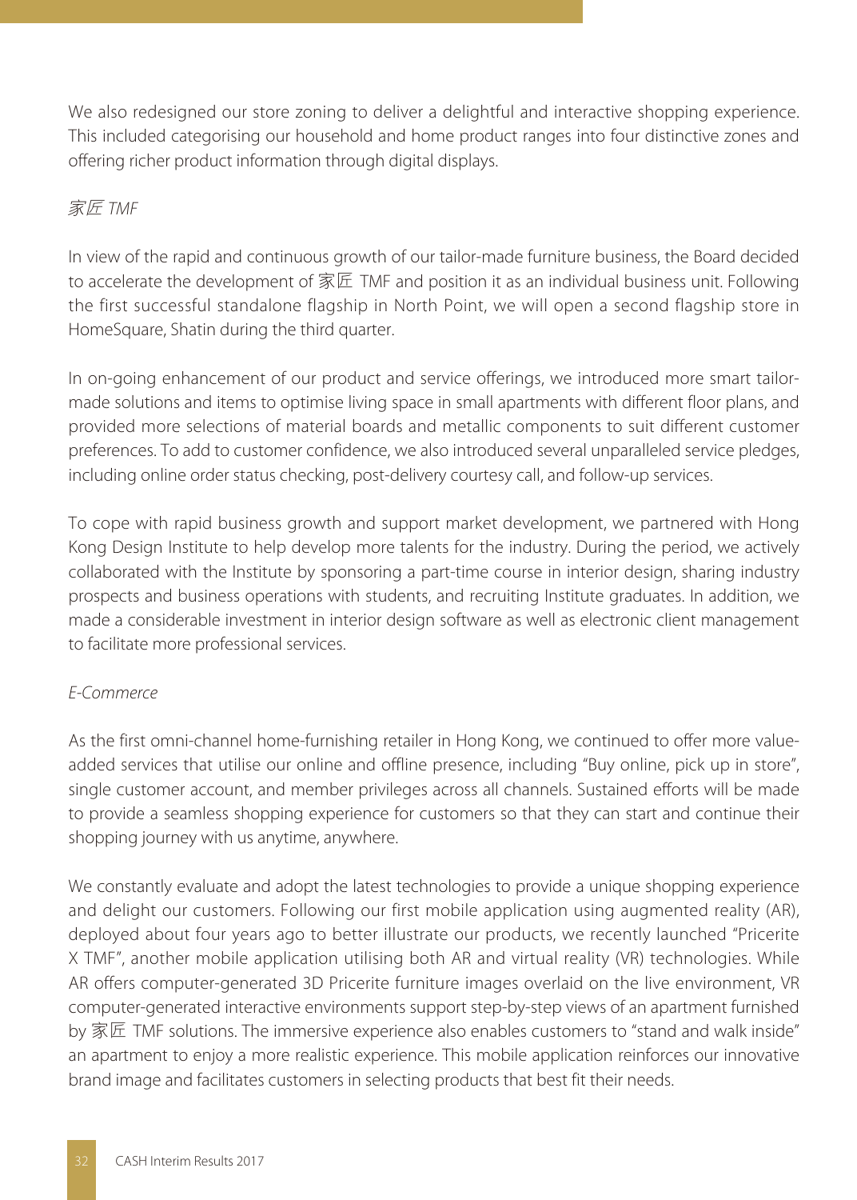We also redesigned our store zoning to deliver a delightful and interactive shopping experience. This included categorising our household and home product ranges into four distinctive zones and offering richer product information through digital displays.

*家匠 TMF*

In view of the rapid and continuous growth of our tailor-made furniture business, the Board decided to accelerate the development of 家匠 TMF and position it as an individual business unit. Following the first successful standalone flagship in North Point, we will open a second flagship store in HomeSquare, Shatin during the third quarter.

In on-going enhancement of our product and service offerings, we introduced more smart tailor-made solutions and items to optimise living space in small apartments with different floor plans, and provided more selections of material boards and metallic components to suit different customer preferences. To add to customer confidence, we also introduced several unparalleled service pledges, including online order status checking, post-delivery courtesy call, and follow-up services.

To cope with rapid business growth and support market development, we partnered with Hong Kong Design Institute to help develop more talents for the industry. During the period, we actively collaborated with the Institute by sponsoring a part-time course in interior design, sharing industry prospects and business operations with students, and recruiting Institute graduates. In addition, we made a considerable investment in interior design software as well as electronic client management to facilitate more professional services.

*E-Commerce*

As the first omni-channel home-furnishing retailer in Hong Kong, we continued to offer more value-added services that utilise our online and offline presence, including "Buy online, pick up in store", single customer account, and member privileges across all channels. Sustained efforts will be made to provide a seamless shopping experience for customers so that they can start and continue their shopping journey with us anytime, anywhere.

We constantly evaluate and adopt the latest technologies to provide a unique shopping experience and delight our customers. Following our first mobile application using augmented reality (AR), deployed about four years ago to better illustrate our products, we recently launched "Pricerite X TMF", another mobile application utilising both AR and virtual reality (VR) technologies. While AR offers computer-generated 3D Pricerite furniture images overlaid on the live environment, VR computer-generated interactive environments support step-by-step views of an apartment furnished by 家匠 TMF solutions. The immersive experience also enables customers to "stand and walk inside" an apartment to enjoy a more realistic experience. This mobile application reinforces our innovative brand image and facilitates customers in selecting products that best fit their needs.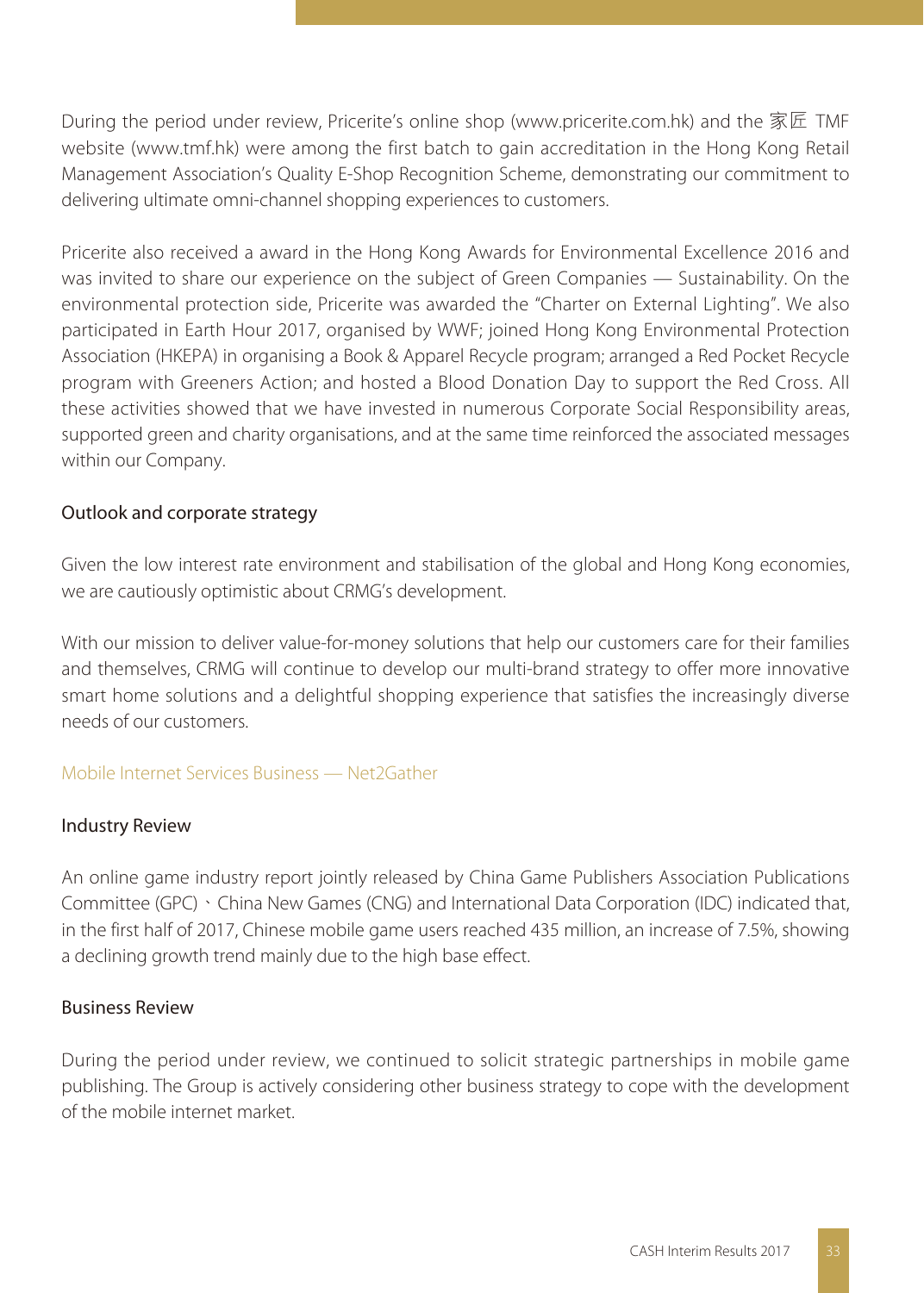During the period under review, Pricerite's online shop (www.pricerite.com.hk) and the 家匠 TMF website (www.tmf.hk) were among the first batch to gain accreditation in the Hong Kong Retail Management Association's Quality E-Shop Recognition Scheme, demonstrating our commitment to delivering ultimate omni-channel shopping experiences to customers.

Pricerite also received a award in the Hong Kong Awards for Environmental Excellence 2016 and was invited to share our experience on the subject of Green Companies — Sustainability. On the environmental protection side, Pricerite was awarded the "Charter on External Lighting". We also participated in Earth Hour 2017, organised by WWF; joined Hong Kong Environmental Protection Association (HKEPA) in organising a Book & Apparel Recycle program; arranged a Red Pocket Recycle program with Greeners Action; and hosted a Blood Donation Day to support the Red Cross. All these activities showed that we have invested in numerous Corporate Social Responsibility areas, supported green and charity organisations, and at the same time reinforced the associated messages within our Company.

### Outlook and corporate strategy

Given the low interest rate environment and stabilisation of the global and Hong Kong economies, we are cautiously optimistic about CRMG's development.

With our mission to deliver value-for-money solutions that help our customers care for their families and themselves, CRMG will continue to develop our multi-brand strategy to offer more innovative smart home solutions and a delightful shopping experience that satisfies the increasingly diverse needs of our customers.

## Mobile Internet Services Business — Net2Gather

### Industry Review

An online game industry report jointly released by China Game Publishers Association Publications Committee (GPC)、China New Games (CNG) and International Data Corporation (IDC) indicated that, in the first half of 2017, Chinese mobile game users reached 435 million, an increase of 7.5%, showing a declining growth trend mainly due to the high base effect.

### Business Review

During the period under review, we continued to solicit strategic partnerships in mobile game publishing. The Group is actively considering other business strategy to cope with the development of the mobile internet market.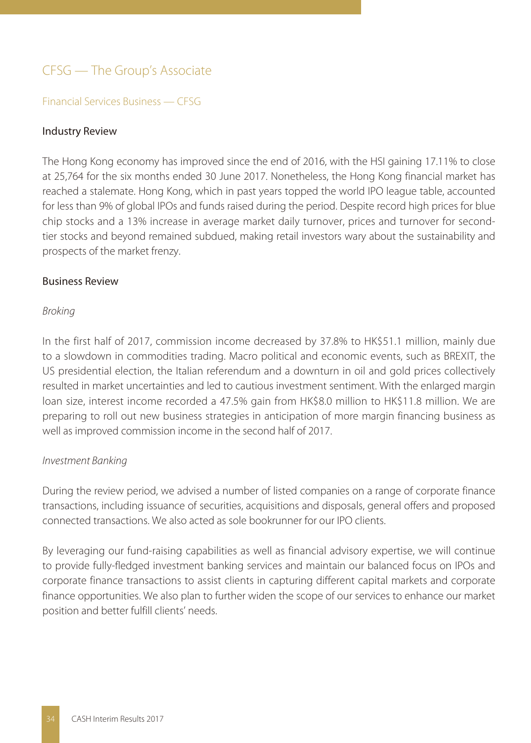## CFSG — The Group's Associate

### Financial Services Business — CFSG

#### Industry Review

The Hong Kong economy has improved since the end of 2016, with the HSI gaining 17.11% to close at 25,764 for the six months ended 30 June 2017. Nonetheless, the Hong Kong financial market has reached a stalemate. Hong Kong, which in past years topped the world IPO league table, accounted for less than 9% of global IPOs and funds raised during the period. Despite record high prices for blue chip stocks and a 13% increase in average market daily turnover, prices and turnover for second-tier stocks and beyond remained subdued, making retail investors wary about the sustainability and prospects of the market frenzy.

#### Business Review

*Broking*

In the first half of 2017, commission income decreased by 37.8% to HK$51.1 million, mainly due to a slowdown in commodities trading. Macro political and economic events, such as BREXIT, the US presidential election, the Italian referendum and a downturn in oil and gold prices collectively resulted in market uncertainties and led to cautious investment sentiment. With the enlarged margin loan size, interest income recorded a 47.5% gain from HK$8.0 million to HK$11.8 million. We are preparing to roll out new business strategies in anticipation of more margin financing business as well as improved commission income in the second half of 2017.

*Investment Banking*

During the review period, we advised a number of listed companies on a range of corporate finance transactions, including issuance of securities, acquisitions and disposals, general offers and proposed connected transactions. We also acted as sole bookrunner for our IPO clients.

By leveraging our fund-raising capabilities as well as financial advisory expertise, we will continue to provide fully-fledged investment banking services and maintain our balanced focus on IPOs and corporate finance transactions to assist clients in capturing different capital markets and corporate finance opportunities. We also plan to further widen the scope of our services to enhance our market position and better fulfill clients' needs.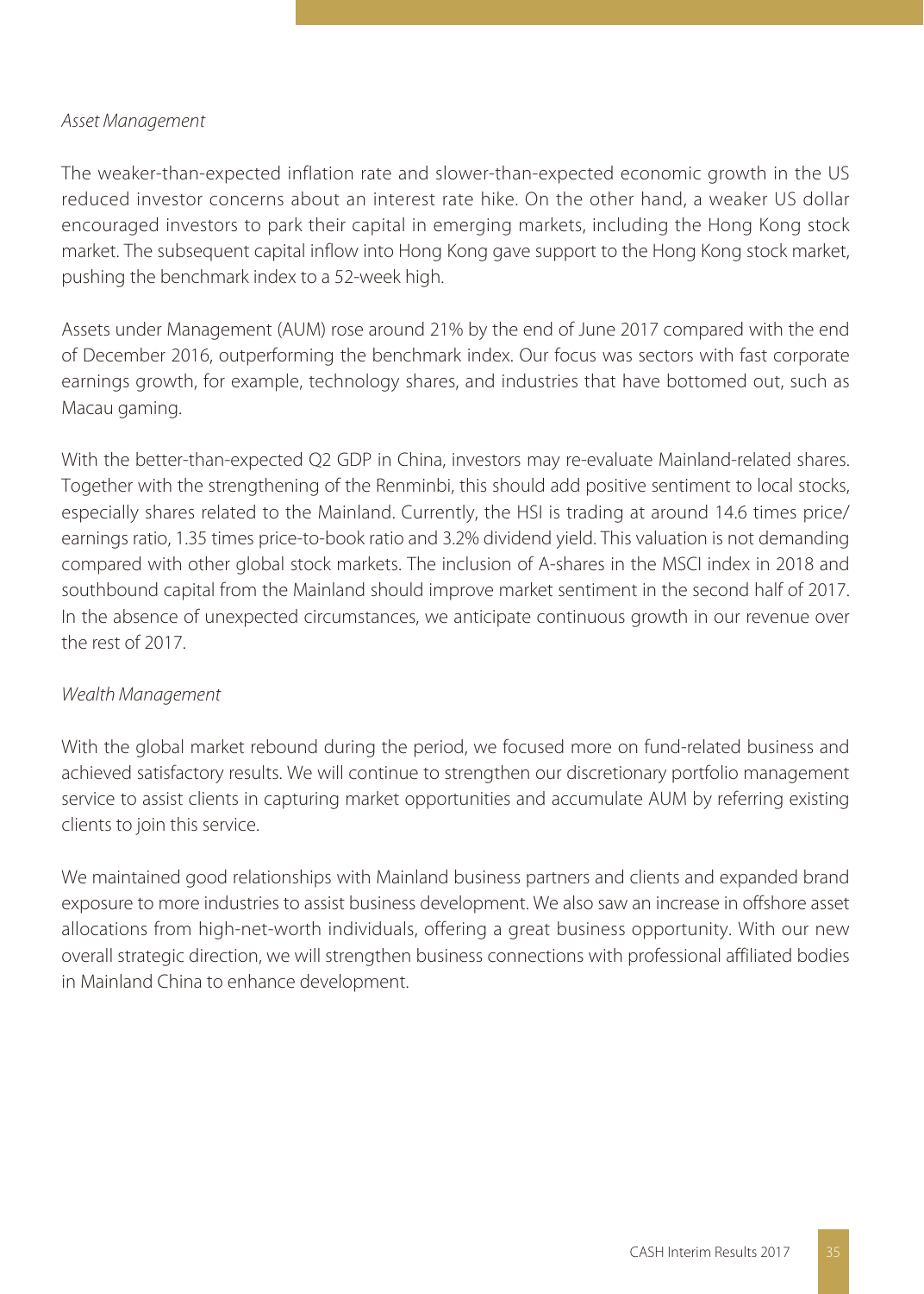*Asset Management*

The weaker-than-expected inflation rate and slower-than-expected economic growth in the US reduced investor concerns about an interest rate hike. On the other hand, a weaker US dollar encouraged investors to park their capital in emerging markets, including the Hong Kong stock market. The subsequent capital inflow into Hong Kong gave support to the Hong Kong stock market, pushing the benchmark index to a 52-week high.

Assets under Management (AUM) rose around 21% by the end of June 2017 compared with the end of December 2016, outperforming the benchmark index. Our focus was sectors with fast corporate earnings growth, for example, technology shares, and industries that have bottomed out, such as Macau gaming.

With the better-than-expected Q2 GDP in China, investors may re-evaluate Mainland-related shares. Together with the strengthening of the Renminbi, this should add positive sentiment to local stocks, especially shares related to the Mainland. Currently, the HSI is trading at around 14.6 times price/earnings ratio, 1.35 times price-to-book ratio and 3.2% dividend yield. This valuation is not demanding compared with other global stock markets. The inclusion of A-shares in the MSCI index in 2018 and southbound capital from the Mainland should improve market sentiment in the second half of 2017. In the absence of unexpected circumstances, we anticipate continuous growth in our revenue over the rest of 2017.

*Wealth Management*

With the global market rebound during the period, we focused more on fund-related business and achieved satisfactory results. We will continue to strengthen our discretionary portfolio management service to assist clients in capturing market opportunities and accumulate AUM by referring existing clients to join this service.

We maintained good relationships with Mainland business partners and clients and expanded brand exposure to more industries to assist business development. We also saw an increase in offshore asset allocations from high-net-worth individuals, offering a great business opportunity. With our new overall strategic direction, we will strengthen business connections with professional affiliated bodies in Mainland China to enhance development.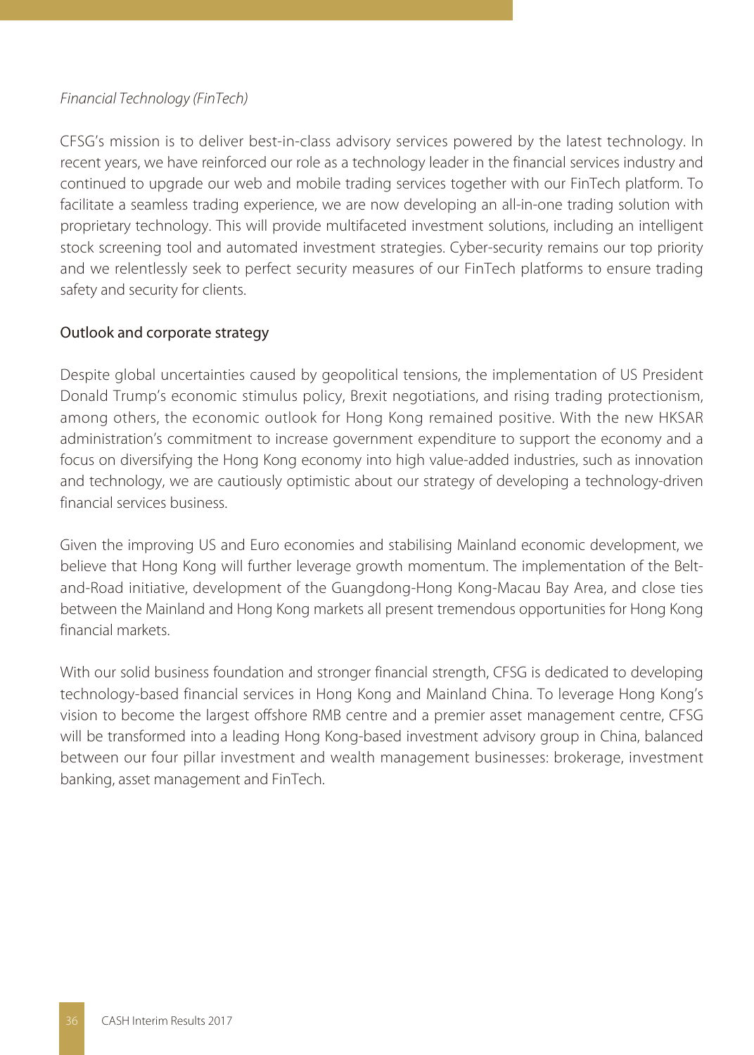*Financial Technology (FinTech)*

CFSG's mission is to deliver best-in-class advisory services powered by the latest technology. In recent years, we have reinforced our role as a technology leader in the financial services industry and continued to upgrade our web and mobile trading services together with our FinTech platform. To facilitate a seamless trading experience, we are now developing an all-in-one trading solution with proprietary technology. This will provide multifaceted investment solutions, including an intelligent stock screening tool and automated investment strategies. Cyber-security remains our top priority and we relentlessly seek to perfect security measures of our FinTech platforms to ensure trading safety and security for clients.

## Outlook and corporate strategy

Despite global uncertainties caused by geopolitical tensions, the implementation of US President Donald Trump's economic stimulus policy, Brexit negotiations, and rising trading protectionism, among others, the economic outlook for Hong Kong remained positive. With the new HKSAR administration's commitment to increase government expenditure to support the economy and a focus on diversifying the Hong Kong economy into high value-added industries, such as innovation and technology, we are cautiously optimistic about our strategy of developing a technology-driven financial services business.

Given the improving US and Euro economies and stabilising Mainland economic development, we believe that Hong Kong will further leverage growth momentum. The implementation of the Belt-and-Road initiative, development of the Guangdong-Hong Kong-Macau Bay Area, and close ties between the Mainland and Hong Kong markets all present tremendous opportunities for Hong Kong financial markets.

With our solid business foundation and stronger financial strength, CFSG is dedicated to developing technology-based financial services in Hong Kong and Mainland China. To leverage Hong Kong's vision to become the largest offshore RMB centre and a premier asset management centre, CFSG will be transformed into a leading Hong Kong-based investment advisory group in China, balanced between our four pillar investment and wealth management businesses: brokerage, investment banking, asset management and FinTech.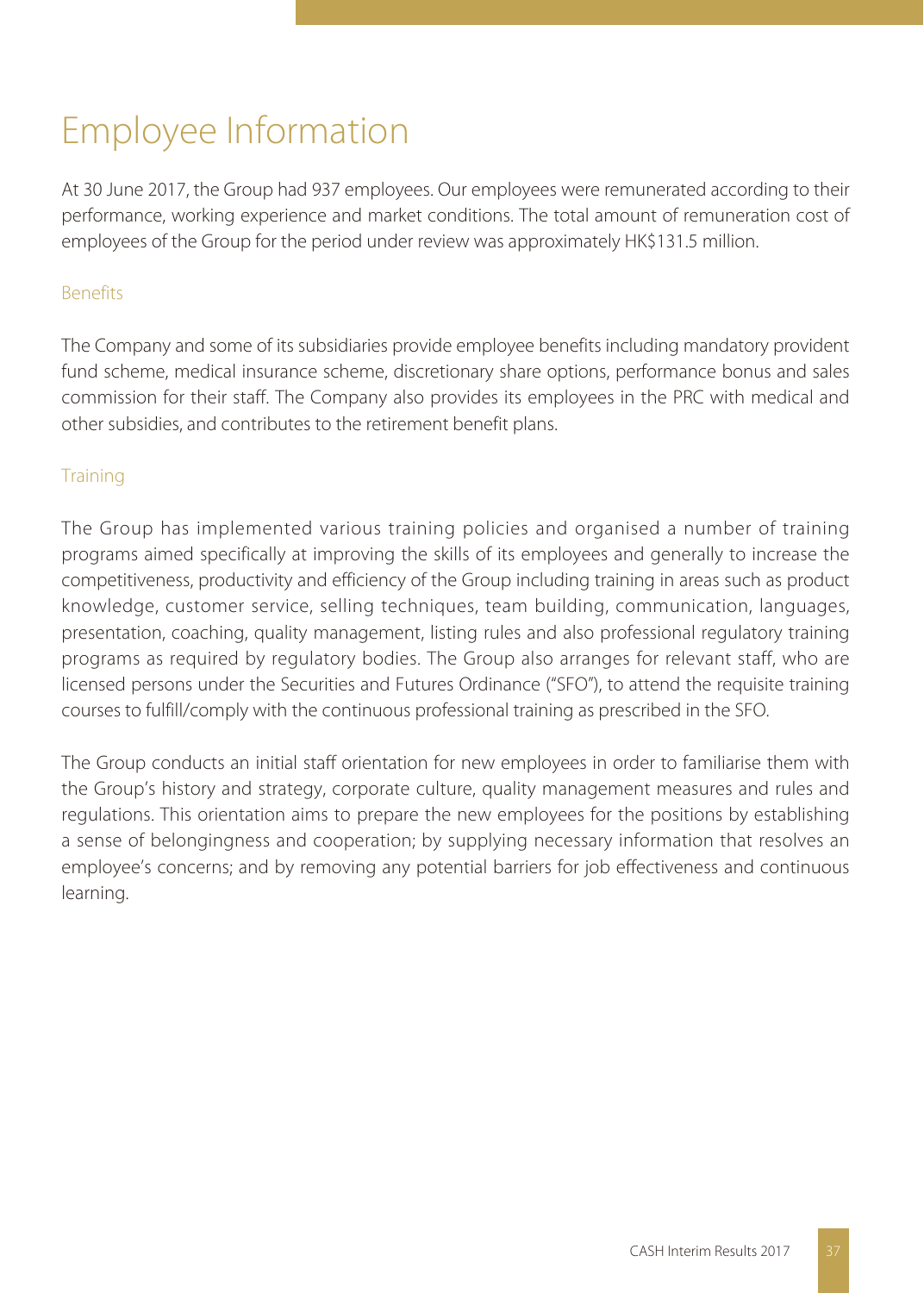# Employee Information

At 30 June 2017, the Group had 937 employees. Our employees were remunerated according to their performance, working experience and market conditions. The total amount of remuneration cost of employees of the Group for the period under review was approximately HK$131.5 million.

## Benefits

The Company and some of its subsidiaries provide employee benefits including mandatory provident fund scheme, medical insurance scheme, discretionary share options, performance bonus and sales commission for their staff. The Company also provides its employees in the PRC with medical and other subsidies, and contributes to the retirement benefit plans.

## Training

The Group has implemented various training policies and organised a number of training programs aimed specifically at improving the skills of its employees and generally to increase the competitiveness, productivity and efficiency of the Group including training in areas such as product knowledge, customer service, selling techniques, team building, communication, languages, presentation, coaching, quality management, listing rules and also professional regulatory training programs as required by regulatory bodies. The Group also arranges for relevant staff, who are licensed persons under the Securities and Futures Ordinance ("SFO"), to attend the requisite training courses to fulfill/comply with the continuous professional training as prescribed in the SFO.

The Group conducts an initial staff orientation for new employees in order to familiarise them with the Group's history and strategy, corporate culture, quality management measures and rules and regulations. This orientation aims to prepare the new employees for the positions by establishing a sense of belongingness and cooperation; by supplying necessary information that resolves an employee's concerns; and by removing any potential barriers for job effectiveness and continuous learning.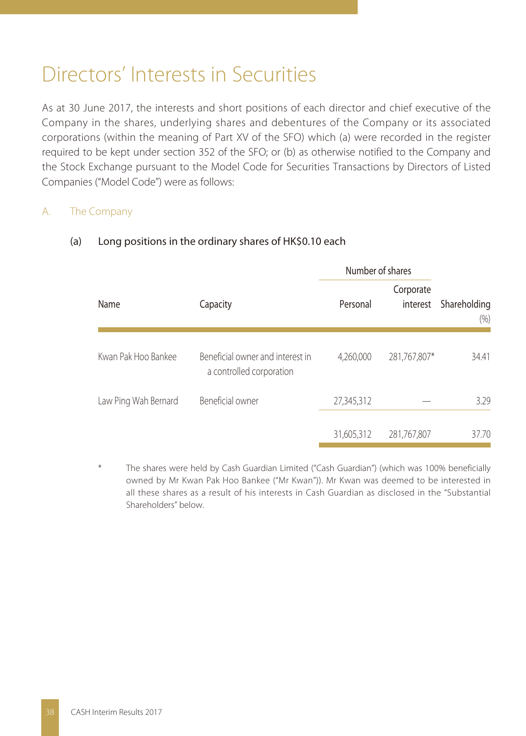# Directors' Interests in Securities

As at 30 June 2017, the interests and short positions of each director and chief executive of the Company in the shares, underlying shares and debentures of the Company or its associated corporations (within the meaning of Part XV of the SFO) which (a) were recorded in the register required to be kept under section 352 of the SFO; or (b) as otherwise notified to the Company and the Stock Exchange pursuant to the Model Code for Securities Transactions by Directors of Listed Companies ("Model Code") were as follows:

## A. The Company

### (a) Long positions in the ordinary shares of HK$0.10 each

| Name | Capacity | Number of shares | | Shareholding |
|---|---|---|---|---|
| | | Personal | Corporate interest | (%) |
| Kwan Pak Hoo Bankee | Beneficial owner and interest in a controlled corporation | 4,260,000 | 281,767,807* | 34.41 |
| Law Ping Wah Bernard | Beneficial owner | 27,345,312 | — | 3.29 |
| | | 31,605,312 | 281,767,807 | 37.70 |

\* The shares were held by Cash Guardian Limited ("Cash Guardian") (which was 100% beneficially owned by Mr Kwan Pak Hoo Bankee ("Mr Kwan")). Mr Kwan was deemed to be interested in all these shares as a result of his interests in Cash Guardian as disclosed in the "Substantial Shareholders" below.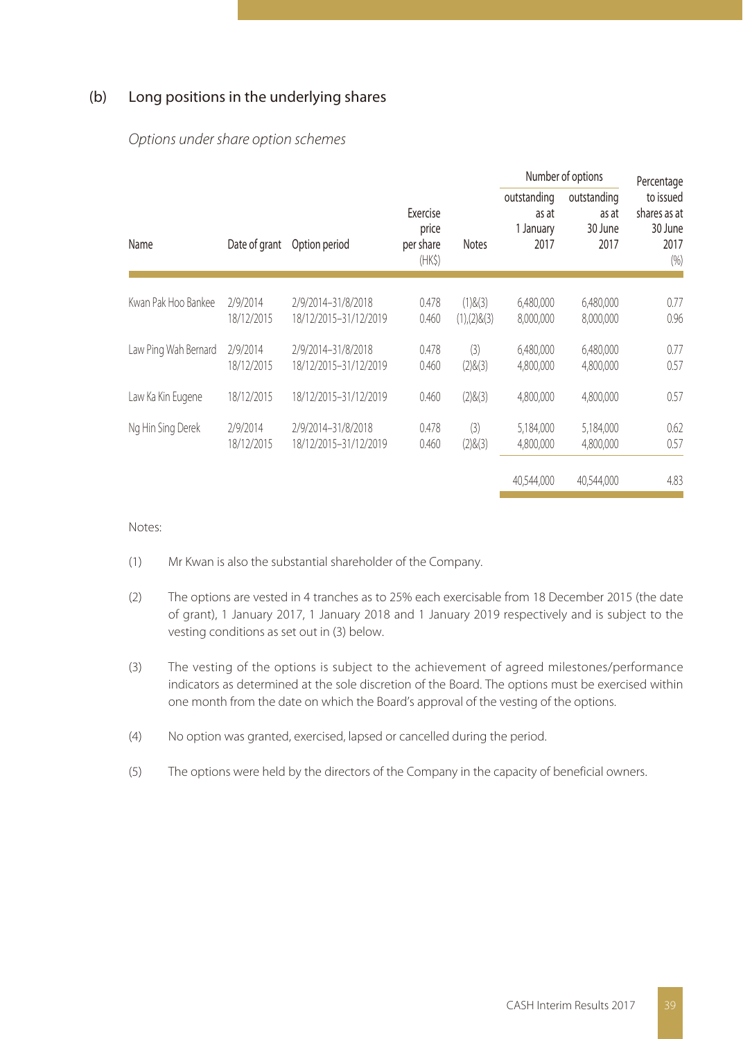## (b) Long positions in the underlying shares

*Options under share option schemes*

| Name | Date of grant | Option period | Exercise price per share (HK$) | Notes | Number of options outstanding as at 1 January 2017 | Number of options outstanding as at 30 June 2017 | Percentage to issued shares as at 30 June 2017 (%) |
|---|---|---|---|---|---|---|---|
| Kwan Pak Hoo Bankee | 2/9/2014 | 2/9/2014–31/8/2018 | 0.478 | (1)&(3) | 6,480,000 | 6,480,000 | 0.77 |
| | 18/12/2015 | 18/12/2015–31/12/2019 | 0.460 | (1),(2)&(3) | 8,000,000 | 8,000,000 | 0.96 |
| Law Ping Wah Bernard | 2/9/2014 | 2/9/2014–31/8/2018 | 0.478 | (3) | 6,480,000 | 6,480,000 | 0.77 |
| | 18/12/2015 | 18/12/2015–31/12/2019 | 0.460 | (2)&(3) | 4,800,000 | 4,800,000 | 0.57 |
| Law Ka Kin Eugene | 18/12/2015 | 18/12/2015–31/12/2019 | 0.460 | (2)&(3) | 4,800,000 | 4,800,000 | 0.57 |
| Ng Hin Sing Derek | 2/9/2014 | 2/9/2014–31/8/2018 | 0.478 | (3) | 5,184,000 | 5,184,000 | 0.62 |
| | 18/12/2015 | 18/12/2015–31/12/2019 | 0.460 | (2)&(3) | 4,800,000 | 4,800,000 | 0.57 |
| | | | | | 40,544,000 | 40,544,000 | 4.83 |

Notes:

(1) Mr Kwan is also the substantial shareholder of the Company.

(2) The options are vested in 4 tranches as to 25% each exercisable from 18 December 2015 (the date of grant), 1 January 2017, 1 January 2018 and 1 January 2019 respectively and is subject to the vesting conditions as set out in (3) below.

(3) The vesting of the options is subject to the achievement of agreed milestones/performance indicators as determined at the sole discretion of the Board. The options must be exercised within one month from the date on which the Board's approval of the vesting of the options.

(4) No option was granted, exercised, lapsed or cancelled during the period.

(5) The options were held by the directors of the Company in the capacity of beneficial owners.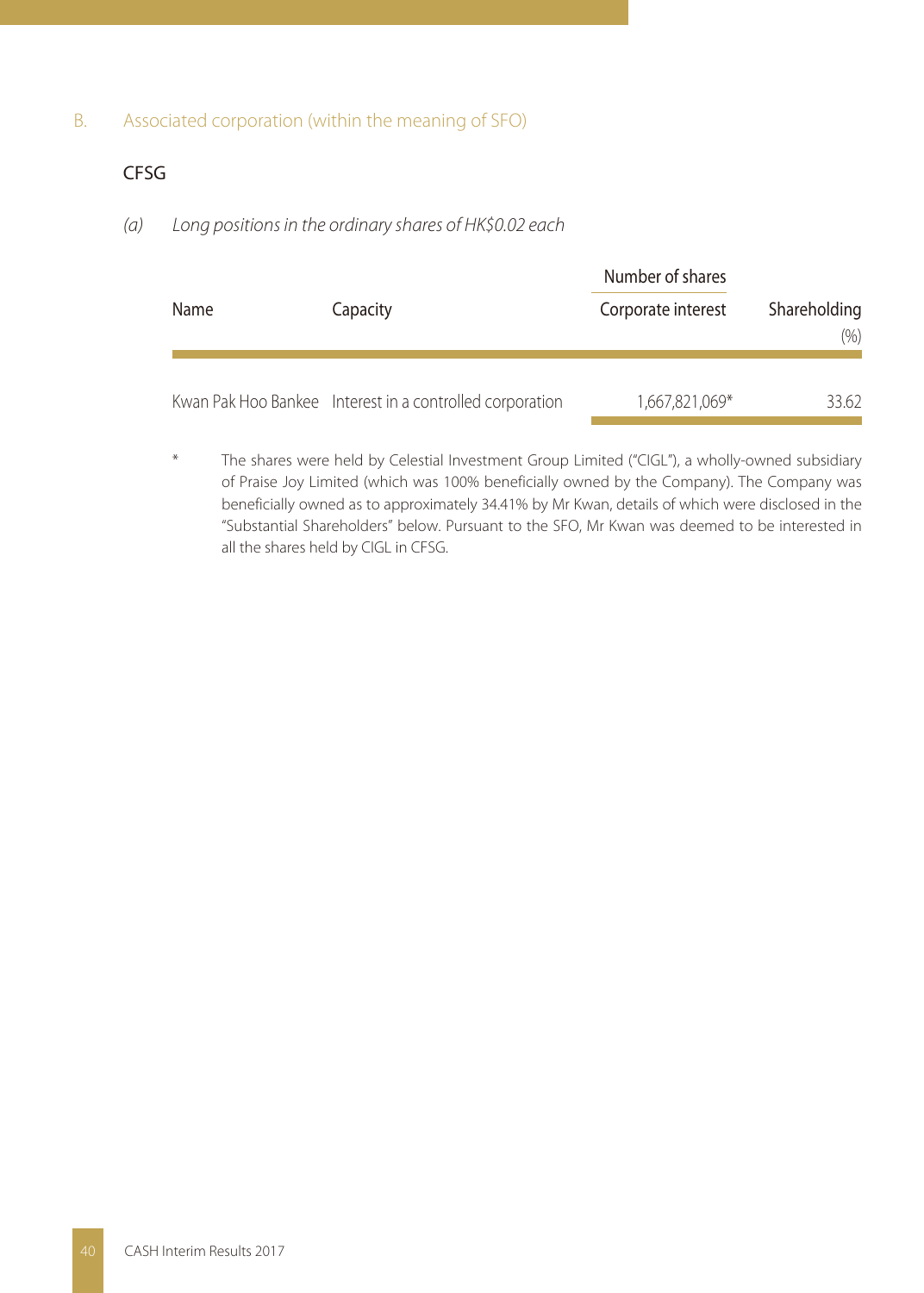## B. Associated corporation (within the meaning of SFO)

### CFSG

*(a) Long positions in the ordinary shares of HK$0.02 each*

| Name | Capacity | Number of shares | Shareholding |
|---|---|---|---|
| | | Corporate interest | (%) |
| Kwan Pak Hoo Bankee | Interest in a controlled corporation | 1,667,821,069* | 33.62 |

\* The shares were held by Celestial Investment Group Limited ("CIGL"), a wholly-owned subsidiary of Praise Joy Limited (which was 100% beneficially owned by the Company). The Company was beneficially owned as to approximately 34.41% by Mr Kwan, details of which were disclosed in the "Substantial Shareholders" below. Pursuant to the SFO, Mr Kwan was deemed to be interested in all the shares held by CIGL in CFSG.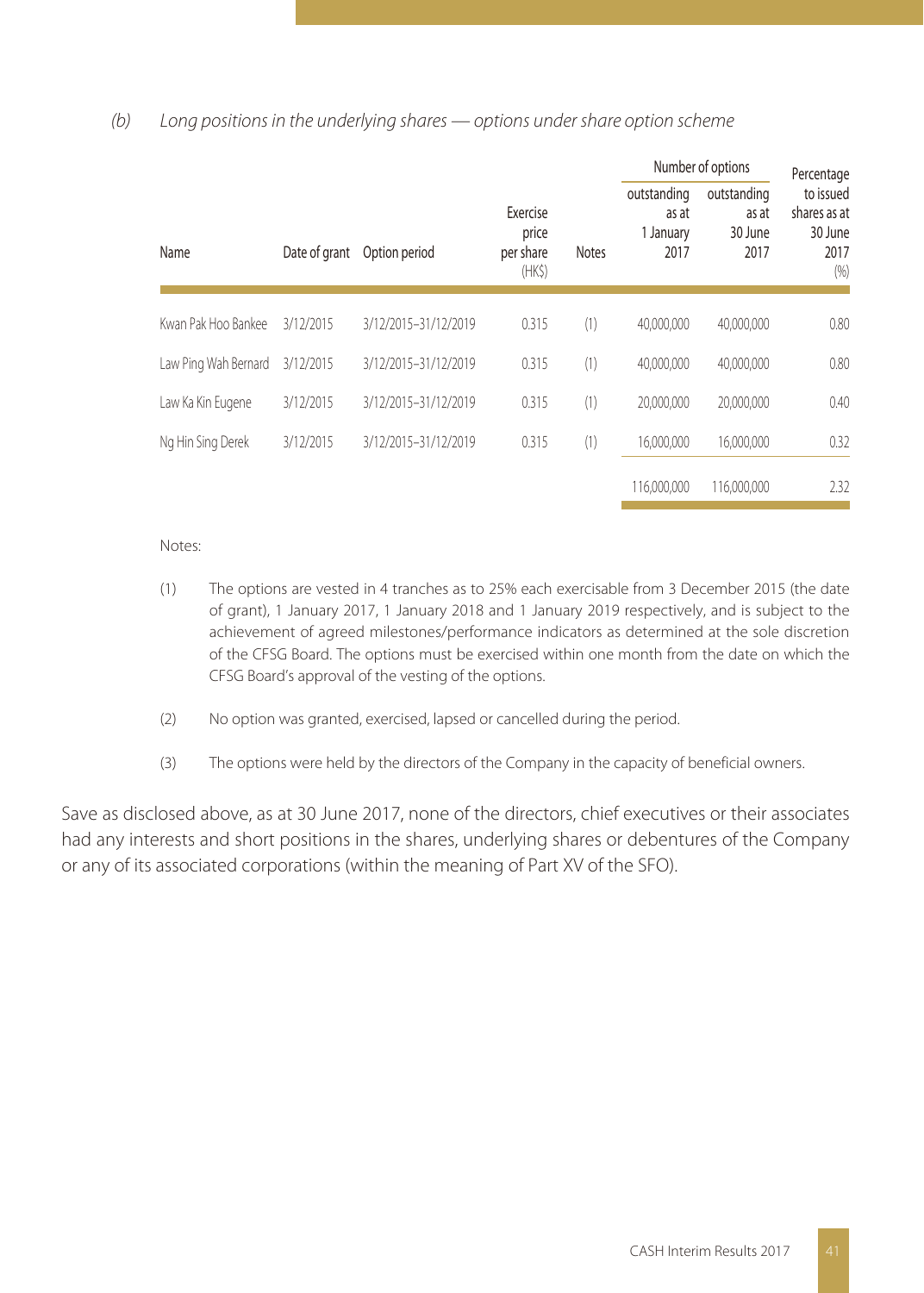*(b) Long positions in the underlying shares — options under share option scheme*

| Name | Date of grant | Option period | Exercise price per share (HK$) | Notes | Number of options outstanding as at 1 January 2017 | Number of options outstanding as at 30 June 2017 | Percentage to issued shares as at 30 June 2017 (%) |
|---|---|---|---|---|---|---|---|
| Kwan Pak Hoo Bankee | 3/12/2015 | 3/12/2015–31/12/2019 | 0.315 | (1) | 40,000,000 | 40,000,000 | 0.80 |
| Law Ping Wah Bernard | 3/12/2015 | 3/12/2015–31/12/2019 | 0.315 | (1) | 40,000,000 | 40,000,000 | 0.80 |
| Law Ka Kin Eugene | 3/12/2015 | 3/12/2015–31/12/2019 | 0.315 | (1) | 20,000,000 | 20,000,000 | 0.40 |
| Ng Hin Sing Derek | 3/12/2015 | 3/12/2015–31/12/2019 | 0.315 | (1) | 16,000,000 | 16,000,000 | 0.32 |
| | | | | | 116,000,000 | 116,000,000 | 2.32 |

Notes:

(1) The options are vested in 4 tranches as to 25% each exercisable from 3 December 2015 (the date of grant), 1 January 2017, 1 January 2018 and 1 January 2019 respectively, and is subject to the achievement of agreed milestones/performance indicators as determined at the sole discretion of the CFSG Board. The options must be exercised within one month from the date on which the CFSG Board's approval of the vesting of the options.

(2) No option was granted, exercised, lapsed or cancelled during the period.

(3) The options were held by the directors of the Company in the capacity of beneficial owners.

Save as disclosed above, as at 30 June 2017, none of the directors, chief executives or their associates had any interests and short positions in the shares, underlying shares or debentures of the Company or any of its associated corporations (within the meaning of Part XV of the SFO).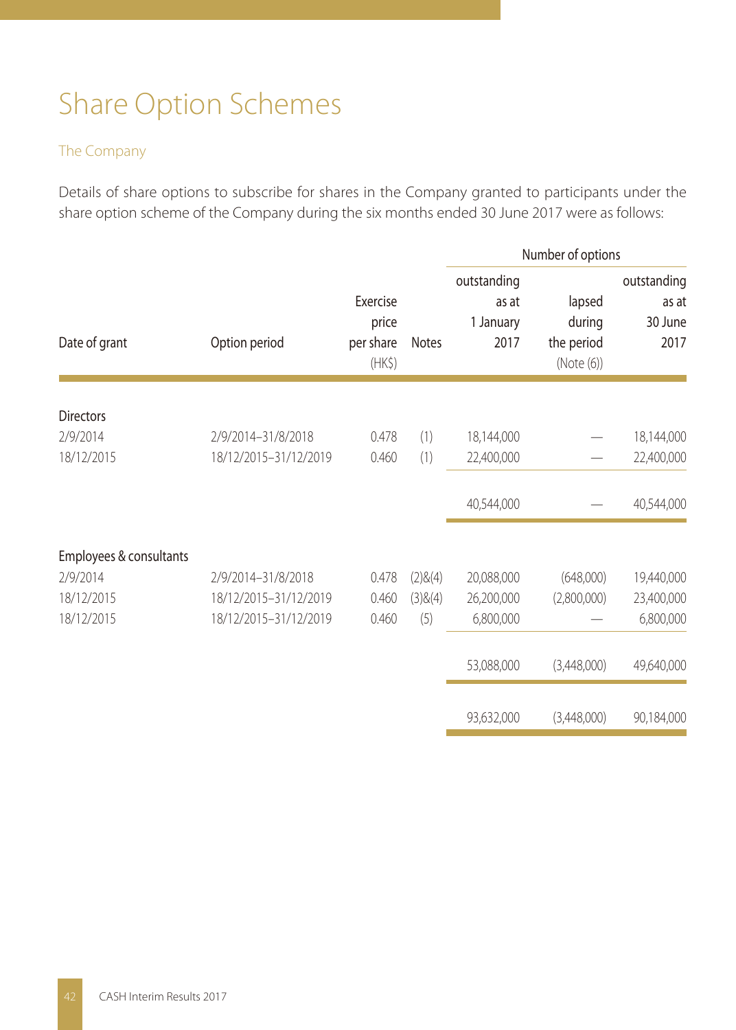# Share Option Schemes

## The Company

Details of share options to subscribe for shares in the Company granted to participants under the share option scheme of the Company during the six months ended 30 June 2017 were as follows:

| | | | | Number of options | | |
|---|---|---|---|---|---|---|
| Date of grant | Option period | Exercise price per share (HK$) | Notes | outstanding as at 1 January 2017 | lapsed during the period (Note (6)) | outstanding as at 30 June 2017 |
| **Directors** | | | | | | |
| 2/9/2014 | 2/9/2014–31/8/2018 | 0.478 | (1) | 18,144,000 | — | 18,144,000 |
| 18/12/2015 | 18/12/2015–31/12/2019 | 0.460 | (1) | 22,400,000 | — | 22,400,000 |
| | | | | 40,544,000 | — | 40,544,000 |
| **Employees & consultants** | | | | | | |
| 2/9/2014 | 2/9/2014–31/8/2018 | 0.478 | (2)&(4) | 20,088,000 | (648,000) | 19,440,000 |
| 18/12/2015 | 18/12/2015–31/12/2019 | 0.460 | (3)&(4) | 26,200,000 | (2,800,000) | 23,400,000 |
| 18/12/2015 | 18/12/2015–31/12/2019 | 0.460 | (5) | 6,800,000 | — | 6,800,000 |
| | | | | 53,088,000 | (3,448,000) | 49,640,000 |
| | | | | 93,632,000 | (3,448,000) | 90,184,000 |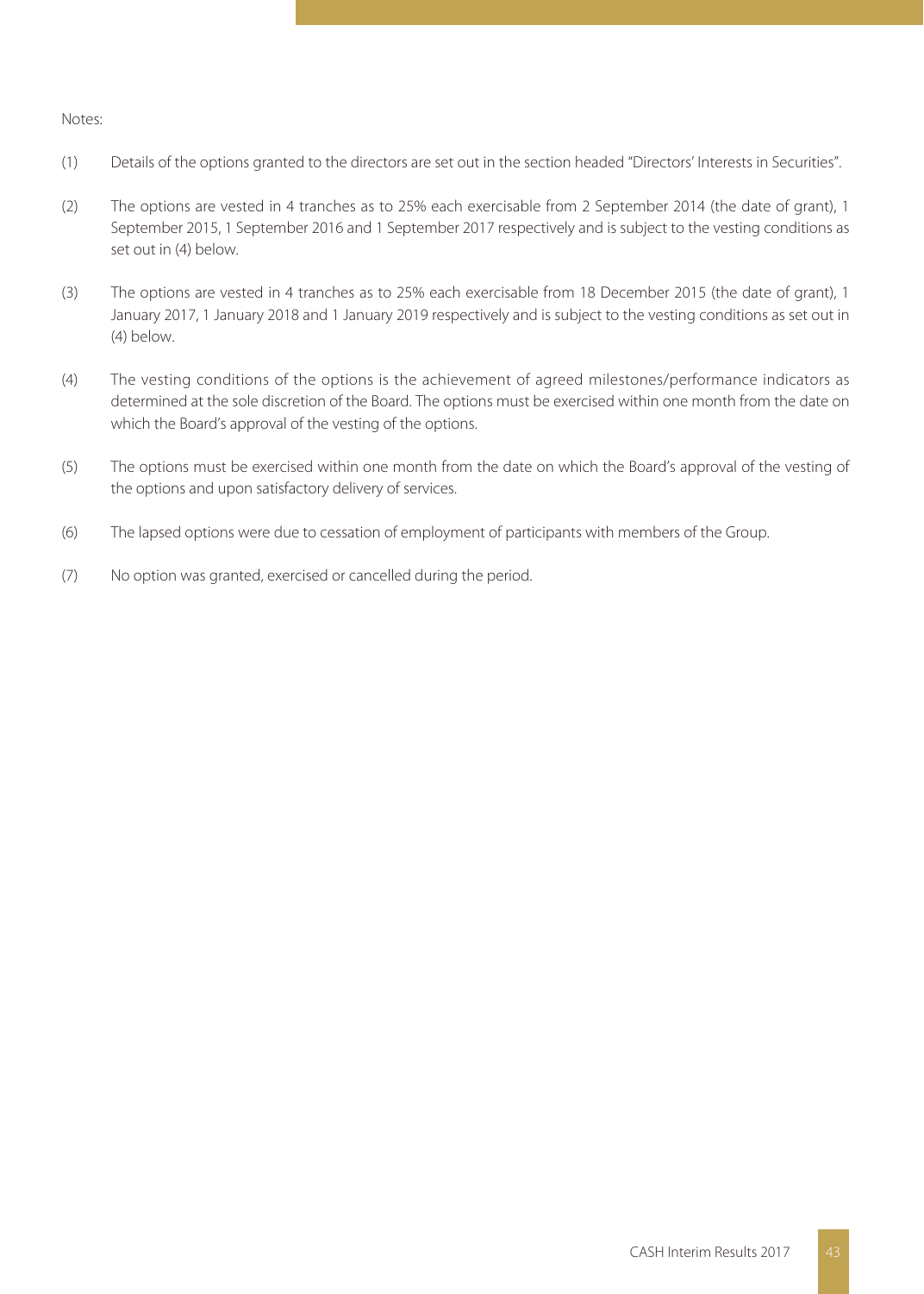Notes:

(1) Details of the options granted to the directors are set out in the section headed "Directors' Interests in Securities".

(2) The options are vested in 4 tranches as to 25% each exercisable from 2 September 2014 (the date of grant), 1 September 2015, 1 September 2016 and 1 September 2017 respectively and is subject to the vesting conditions as set out in (4) below.

(3) The options are vested in 4 tranches as to 25% each exercisable from 18 December 2015 (the date of grant), 1 January 2017, 1 January 2018 and 1 January 2019 respectively and is subject to the vesting conditions as set out in (4) below.

(4) The vesting conditions of the options is the achievement of agreed milestones/performance indicators as determined at the sole discretion of the Board. The options must be exercised within one month from the date on which the Board's approval of the vesting of the options.

(5) The options must be exercised within one month from the date on which the Board's approval of the vesting of the options and upon satisfactory delivery of services.

(6) The lapsed options were due to cessation of employment of participants with members of the Group.

(7) No option was granted, exercised or cancelled during the period.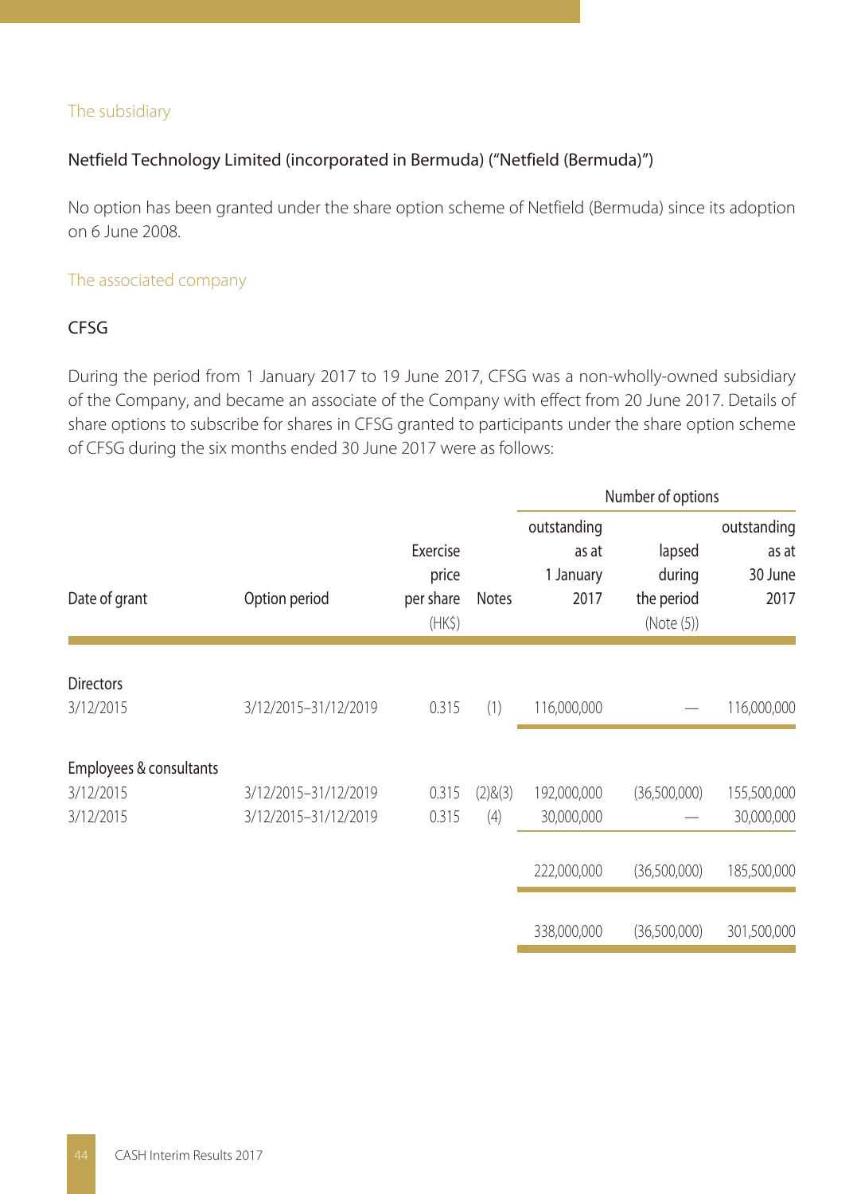### The subsidiary

#### Netfield Technology Limited (incorporated in Bermuda) ("Netfield (Bermuda)")

No option has been granted under the share option scheme of Netfield (Bermuda) since its adoption on 6 June 2008.

### The associated company

#### CFSG

During the period from 1 January 2017 to 19 June 2017, CFSG was a non-wholly-owned subsidiary of the Company, and became an associate of the Company with effect from 20 June 2017. Details of share options to subscribe for shares in CFSG granted to participants under the share option scheme of CFSG during the six months ended 30 June 2017 were as follows:

| | | | | Number of options | | |
|---|---|---|---|---|---|---|
| Date of grant | Option period | Exercise price per share (HK$) | Notes | outstanding as at 1 January 2017 | lapsed during the period (Note (5)) | outstanding as at 30 June 2017 |
| **Directors** | | | | | | |
| 3/12/2015 | 3/12/2015–31/12/2019 | 0.315 | (1) | 116,000,000 | — | 116,000,000 |
| **Employees & consultants** | | | | | | |
| 3/12/2015 | 3/12/2015–31/12/2019 | 0.315 | (2)&(3) | 192,000,000 | (36,500,000) | 155,500,000 |
| 3/12/2015 | 3/12/2015–31/12/2019 | 0.315 | (4) | 30,000,000 | — | 30,000,000 |
| | | | | 222,000,000 | (36,500,000) | 185,500,000 |
| | | | | 338,000,000 | (36,500,000) | 301,500,000 |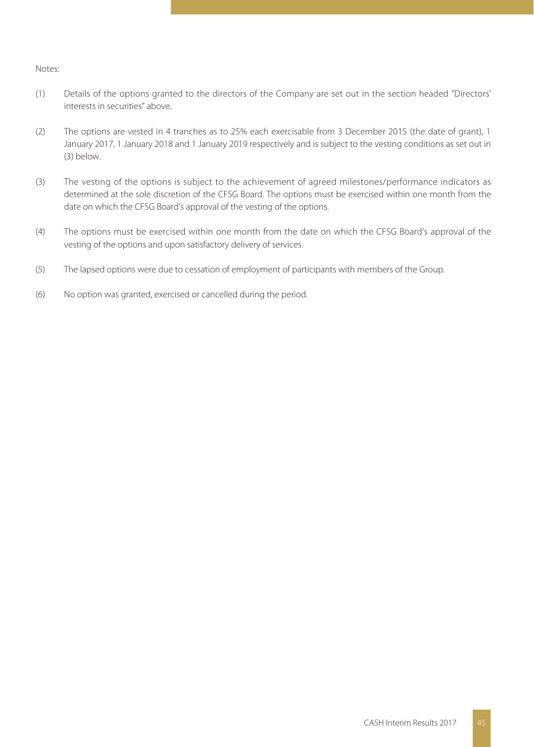Notes:

(1) Details of the options granted to the directors of the Company are set out in the section headed "Directors' interests in securities" above.

(2) The options are vested in 4 tranches as to 25% each exercisable from 3 December 2015 (the date of grant), 1 January 2017, 1 January 2018 and 1 January 2019 respectively and is subject to the vesting conditions as set out in (3) below.

(3) The vesting of the options is subject to the achievement of agreed milestones/performance indicators as determined at the sole discretion of the CFSG Board. The options must be exercised within one month from the date on which the CFSG Board's approval of the vesting of the options.

(4) The options must be exercised within one month from the date on which the CFSG Board's approval of the vesting of the options and upon satisfactory delivery of services.

(5) The lapsed options were due to cessation of employment of participants with members of the Group.

(6) No option was granted, exercised or cancelled during the period.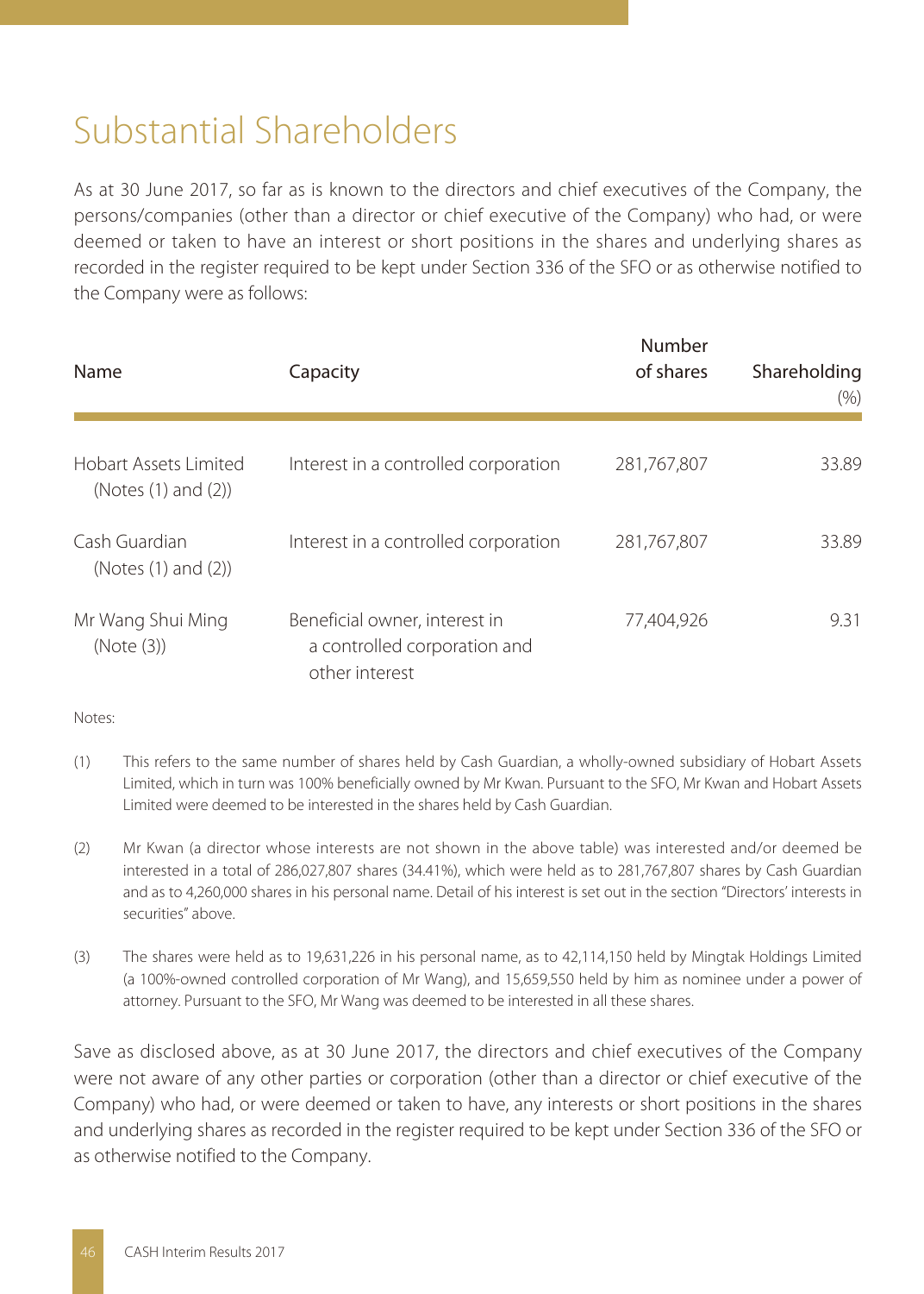# Substantial Shareholders

As at 30 June 2017, so far as is known to the directors and chief executives of the Company, the persons/companies (other than a director or chief executive of the Company) who had, or were deemed or taken to have an interest or short positions in the shares and underlying shares as recorded in the register required to be kept under Section 336 of the SFO or as otherwise notified to the Company were as follows:

| Name | Capacity | Number of shares | Shareholding (%) |
|---|---|---|---|
| Hobart Assets Limited (Notes (1) and (2)) | Interest in a controlled corporation | 281,767,807 | 33.89 |
| Cash Guardian (Notes (1) and (2)) | Interest in a controlled corporation | 281,767,807 | 33.89 |
| Mr Wang Shui Ming (Note (3)) | Beneficial owner, interest in a controlled corporation and other interest | 77,404,926 | 9.31 |

Notes:

(1) This refers to the same number of shares held by Cash Guardian, a wholly-owned subsidiary of Hobart Assets Limited, which in turn was 100% beneficially owned by Mr Kwan. Pursuant to the SFO, Mr Kwan and Hobart Assets Limited were deemed to be interested in the shares held by Cash Guardian.

(2) Mr Kwan (a director whose interests are not shown in the above table) was interested and/or deemed be interested in a total of 286,027,807 shares (34.41%), which were held as to 281,767,807 shares by Cash Guardian and as to 4,260,000 shares in his personal name. Detail of his interest is set out in the section "Directors' interests in securities" above.

(3) The shares were held as to 19,631,226 in his personal name, as to 42,114,150 held by Mingtak Holdings Limited (a 100%-owned controlled corporation of Mr Wang), and 15,659,550 held by him as nominee under a power of attorney. Pursuant to the SFO, Mr Wang was deemed to be interested in all these shares.

Save as disclosed above, as at 30 June 2017, the directors and chief executives of the Company were not aware of any other parties or corporation (other than a director or chief executive of the Company) who had, or were deemed or taken to have, any interests or short positions in the shares and underlying shares as recorded in the register required to be kept under Section 336 of the SFO or as otherwise notified to the Company.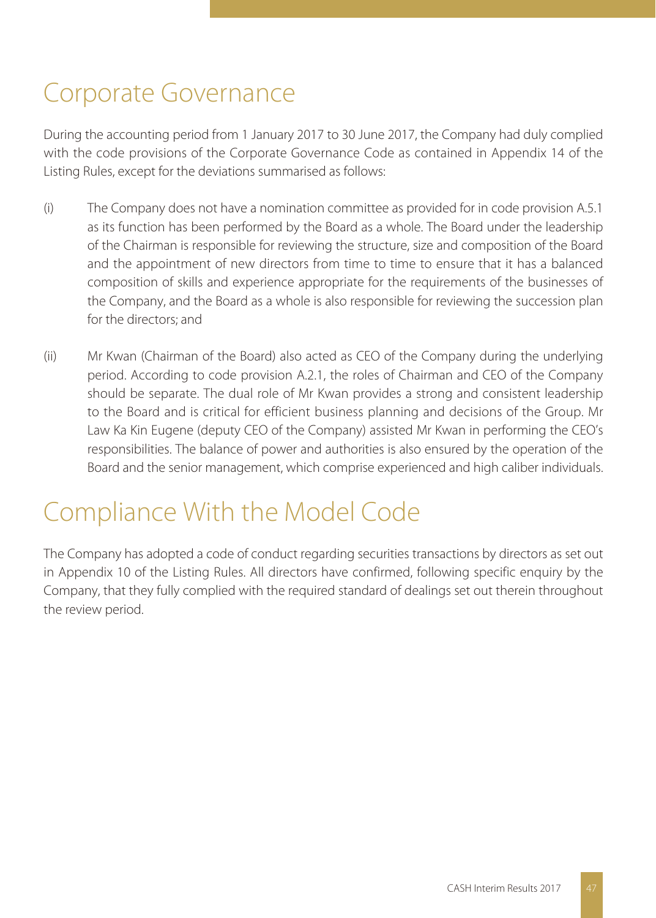# Corporate Governance

During the accounting period from 1 January 2017 to 30 June 2017, the Company had duly complied with the code provisions of the Corporate Governance Code as contained in Appendix 14 of the Listing Rules, except for the deviations summarised as follows:

(i) The Company does not have a nomination committee as provided for in code provision A.5.1 as its function has been performed by the Board as a whole. The Board under the leadership of the Chairman is responsible for reviewing the structure, size and composition of the Board and the appointment of new directors from time to time to ensure that it has a balanced composition of skills and experience appropriate for the requirements of the businesses of the Company, and the Board as a whole is also responsible for reviewing the succession plan for the directors; and

(ii) Mr Kwan (Chairman of the Board) also acted as CEO of the Company during the underlying period. According to code provision A.2.1, the roles of Chairman and CEO of the Company should be separate. The dual role of Mr Kwan provides a strong and consistent leadership to the Board and is critical for efficient business planning and decisions of the Group. Mr Law Ka Kin Eugene (deputy CEO of the Company) assisted Mr Kwan in performing the CEO's responsibilities. The balance of power and authorities is also ensured by the operation of the Board and the senior management, which comprise experienced and high caliber individuals.

# Compliance With the Model Code

The Company has adopted a code of conduct regarding securities transactions by directors as set out in Appendix 10 of the Listing Rules. All directors have confirmed, following specific enquiry by the Company, that they fully complied with the required standard of dealings set out therein throughout the review period.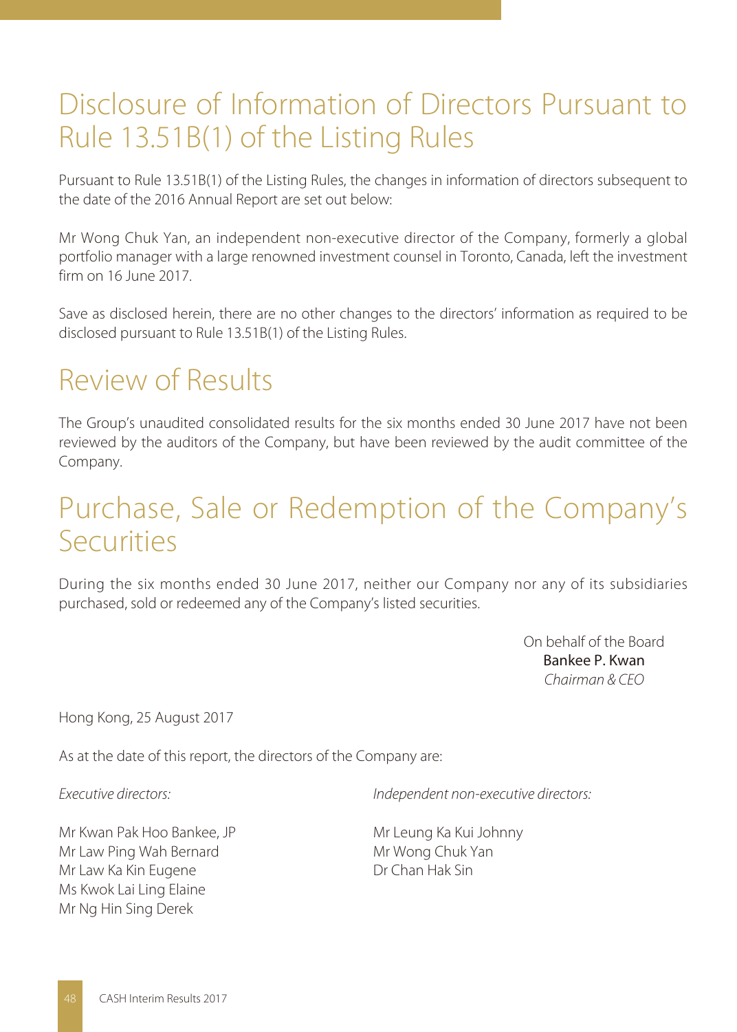# Disclosure of Information of Directors Pursuant to Rule 13.51B(1) of the Listing Rules

Pursuant to Rule 13.51B(1) of the Listing Rules, the changes in information of directors subsequent to the date of the 2016 Annual Report are set out below:

Mr Wong Chuk Yan, an independent non-executive director of the Company, formerly a global portfolio manager with a large renowned investment counsel in Toronto, Canada, left the investment firm on 16 June 2017.

Save as disclosed herein, there are no other changes to the directors' information as required to be disclosed pursuant to Rule 13.51B(1) of the Listing Rules.

# Review of Results

The Group's unaudited consolidated results for the six months ended 30 June 2017 have not been reviewed by the auditors of the Company, but have been reviewed by the audit committee of the Company.

# Purchase, Sale or Redemption of the Company's Securities

During the six months ended 30 June 2017, neither our Company nor any of its subsidiaries purchased, sold or redeemed any of the Company's listed securities.

On behalf of the Board
Bankee P. Kwan
*Chairman & CEO*

Hong Kong, 25 August 2017

As at the date of this report, the directors of the Company are:

*Executive directors:*

Mr Kwan Pak Hoo Bankee, JP
Mr Law Ping Wah Bernard
Mr Law Ka Kin Eugene
Ms Kwok Lai Ling Elaine
Mr Ng Hin Sing Derek

*Independent non-executive directors:*

Mr Leung Ka Kui Johnny
Mr Wong Chuk Yan
Dr Chan Hak Sin